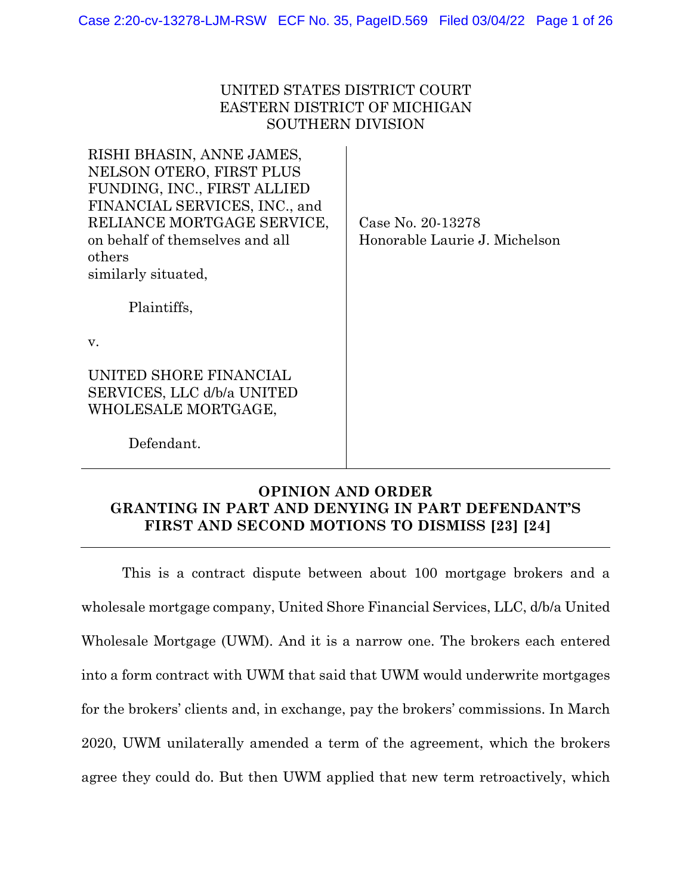UNITED STATES DISTRICT COURT
EASTERN DISTRICT OF MICHIGAN
SOUTHERN DIVISION

| | |
|---|---|
| RISHI BHASIN, ANNE JAMES, NELSON OTERO, FIRST PLUS FUNDING, INC., FIRST ALLIED FINANCIAL SERVICES, INC., and RELIANCE MORTGAGE SERVICE, on behalf of themselves and all others similarly situated,<br><br>Plaintiffs,<br><br>v.<br><br>UNITED SHORE FINANCIAL SERVICES, LLC d/b/a UNITED WHOLESALE MORTGAGE,<br><br>Defendant. | Case No. 20-13278<br>Honorable Laurie J. Michelson |

**OPINION AND ORDER**
**GRANTING IN PART AND DENYING IN PART DEFENDANT'S FIRST AND SECOND MOTIONS TO DISMISS [23] [24]**

This is a contract dispute between about 100 mortgage brokers and a wholesale mortgage company, United Shore Financial Services, LLC, d/b/a United Wholesale Mortgage (UWM). And it is a narrow one. The brokers each entered into a form contract with UWM that said that UWM would underwrite mortgages for the brokers' clients and, in exchange, pay the brokers' commissions. In March 2020, UWM unilaterally amended a term of the agreement, which the brokers agree they could do. But then UWM applied that new term retroactively, which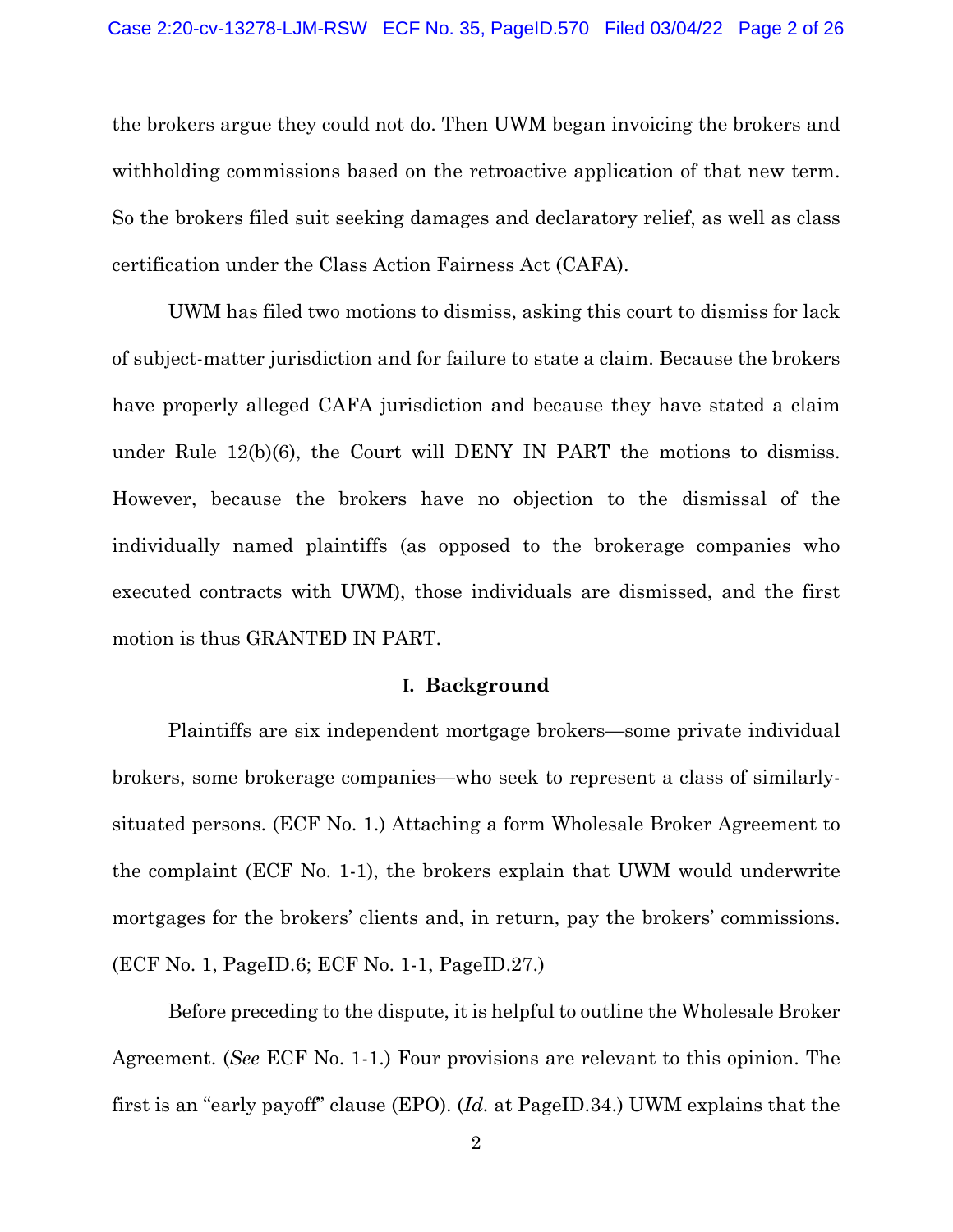the brokers argue they could not do. Then UWM began invoicing the brokers and withholding commissions based on the retroactive application of that new term. So the brokers filed suit seeking damages and declaratory relief, as well as class certification under the Class Action Fairness Act (CAFA).

UWM has filed two motions to dismiss, asking this court to dismiss for lack of subject-matter jurisdiction and for failure to state a claim. Because the brokers have properly alleged CAFA jurisdiction and because they have stated a claim under Rule 12(b)(6), the Court will DENY IN PART the motions to dismiss. However, because the brokers have no objection to the dismissal of the individually named plaintiffs (as opposed to the brokerage companies who executed contracts with UWM), those individuals are dismissed, and the first motion is thus GRANTED IN PART.

## I. Background

Plaintiffs are six independent mortgage brokers—some private individual brokers, some brokerage companies—who seek to represent a class of similarly-situated persons. (ECF No. 1.) Attaching a form Wholesale Broker Agreement to the complaint (ECF No. 1-1), the brokers explain that UWM would underwrite mortgages for the brokers' clients and, in return, pay the brokers' commissions. (ECF No. 1, PageID.6; ECF No. 1-1, PageID.27.)

Before preceding to the dispute, it is helpful to outline the Wholesale Broker Agreement. (*See* ECF No. 1-1.) Four provisions are relevant to this opinion. The first is an "early payoff" clause (EPO). (*Id.* at PageID.34.) UWM explains that the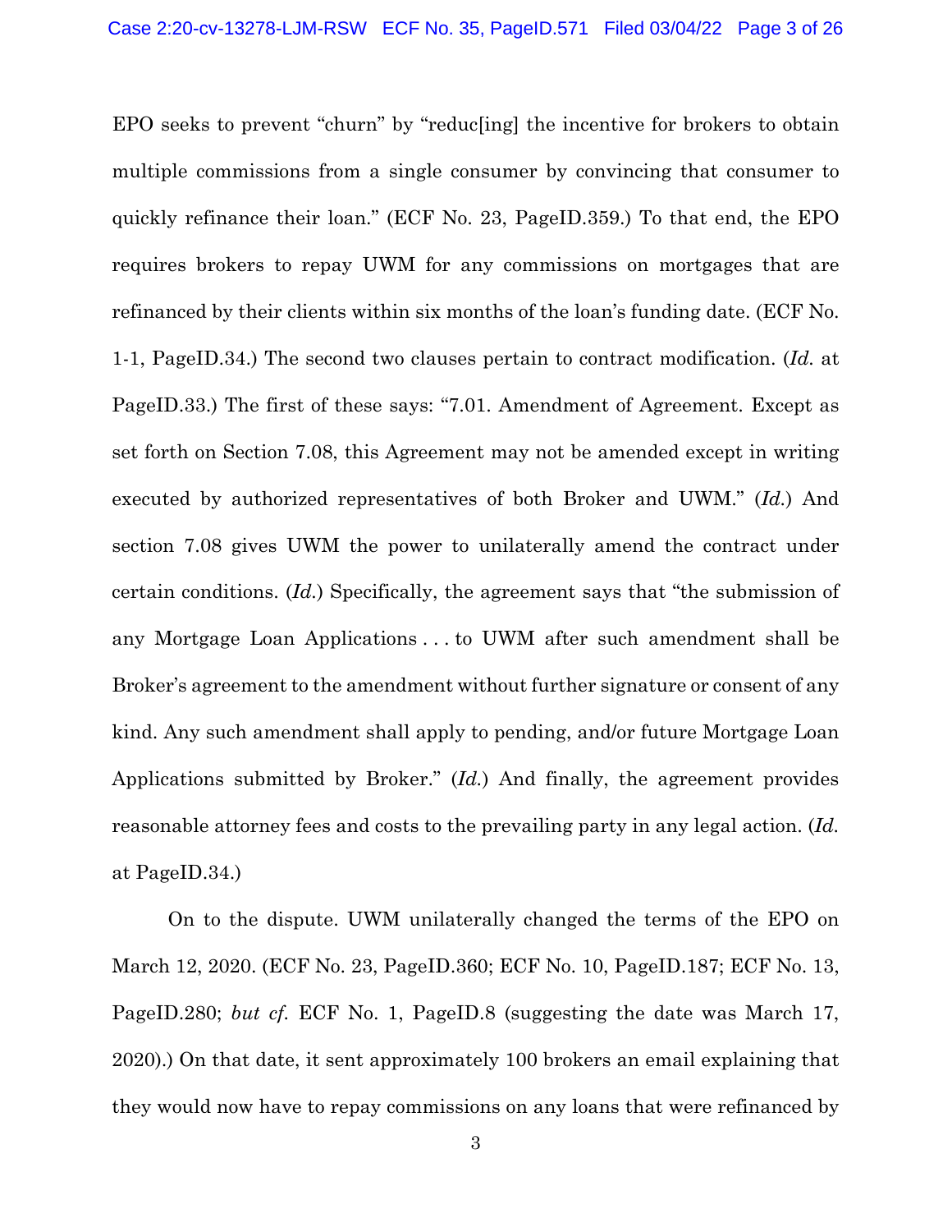EPO seeks to prevent "churn" by "reduc[ing] the incentive for brokers to obtain multiple commissions from a single consumer by convincing that consumer to quickly refinance their loan." (ECF No. 23, PageID.359.) To that end, the EPO requires brokers to repay UWM for any commissions on mortgages that are refinanced by their clients within six months of the loan's funding date. (ECF No. 1-1, PageID.34.) The second two clauses pertain to contract modification. (*Id.* at PageID.33.) The first of these says: "7.01. Amendment of Agreement. Except as set forth on Section 7.08, this Agreement may not be amended except in writing executed by authorized representatives of both Broker and UWM." (*Id.*) And section 7.08 gives UWM the power to unilaterally amend the contract under certain conditions. (*Id.*) Specifically, the agreement says that "the submission of any Mortgage Loan Applications . . . to UWM after such amendment shall be Broker's agreement to the amendment without further signature or consent of any kind. Any such amendment shall apply to pending, and/or future Mortgage Loan Applications submitted by Broker." (*Id.*) And finally, the agreement provides reasonable attorney fees and costs to the prevailing party in any legal action. (*Id.* at PageID.34.)

On to the dispute. UWM unilaterally changed the terms of the EPO on March 12, 2020. (ECF No. 23, PageID.360; ECF No. 10, PageID.187; ECF No. 13, PageID.280; *but cf.* ECF No. 1, PageID.8 (suggesting the date was March 17, 2020).) On that date, it sent approximately 100 brokers an email explaining that they would now have to repay commissions on any loans that were refinanced by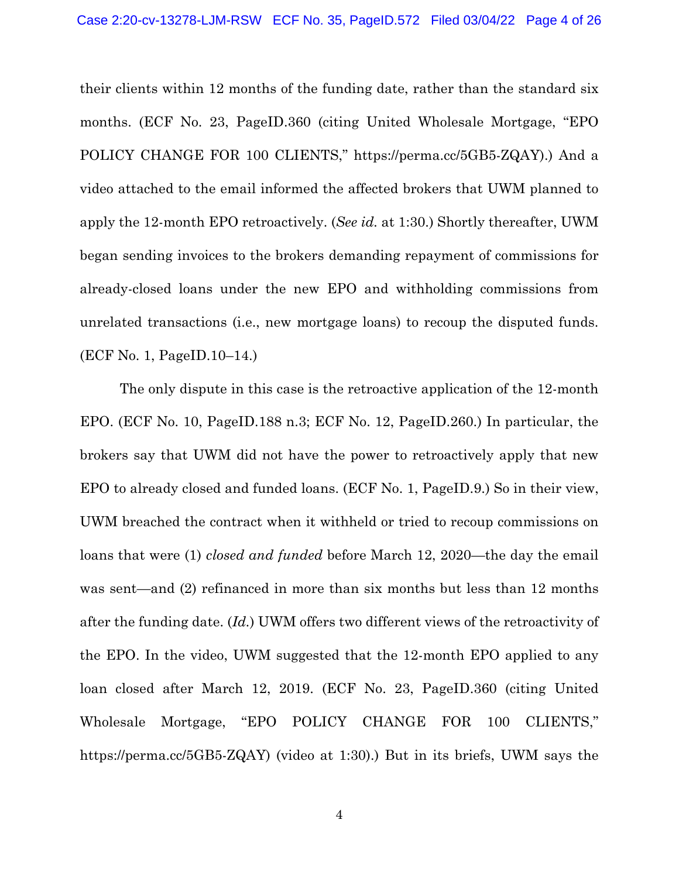their clients within 12 months of the funding date, rather than the standard six months. (ECF No. 23, PageID.360 (citing United Wholesale Mortgage, "EPO POLICY CHANGE FOR 100 CLIENTS," https://perma.cc/5GB5-ZQAY).) And a video attached to the email informed the affected brokers that UWM planned to apply the 12-month EPO retroactively. (*See id.* at 1:30.) Shortly thereafter, UWM began sending invoices to the brokers demanding repayment of commissions for already-closed loans under the new EPO and withholding commissions from unrelated transactions (i.e., new mortgage loans) to recoup the disputed funds. (ECF No. 1, PageID.10–14.)

The only dispute in this case is the retroactive application of the 12-month EPO. (ECF No. 10, PageID.188 n.3; ECF No. 12, PageID.260.) In particular, the brokers say that UWM did not have the power to retroactively apply that new EPO to already closed and funded loans. (ECF No. 1, PageID.9.) So in their view, UWM breached the contract when it withheld or tried to recoup commissions on loans that were (1) *closed and funded* before March 12, 2020—the day the email was sent—and (2) refinanced in more than six months but less than 12 months after the funding date. (*Id.*) UWM offers two different views of the retroactivity of the EPO. In the video, UWM suggested that the 12-month EPO applied to any loan closed after March 12, 2019. (ECF No. 23, PageID.360 (citing United Wholesale Mortgage, "EPO POLICY CHANGE FOR 100 CLIENTS," https://perma.cc/5GB5-ZQAY) (video at 1:30).) But in its briefs, UWM says the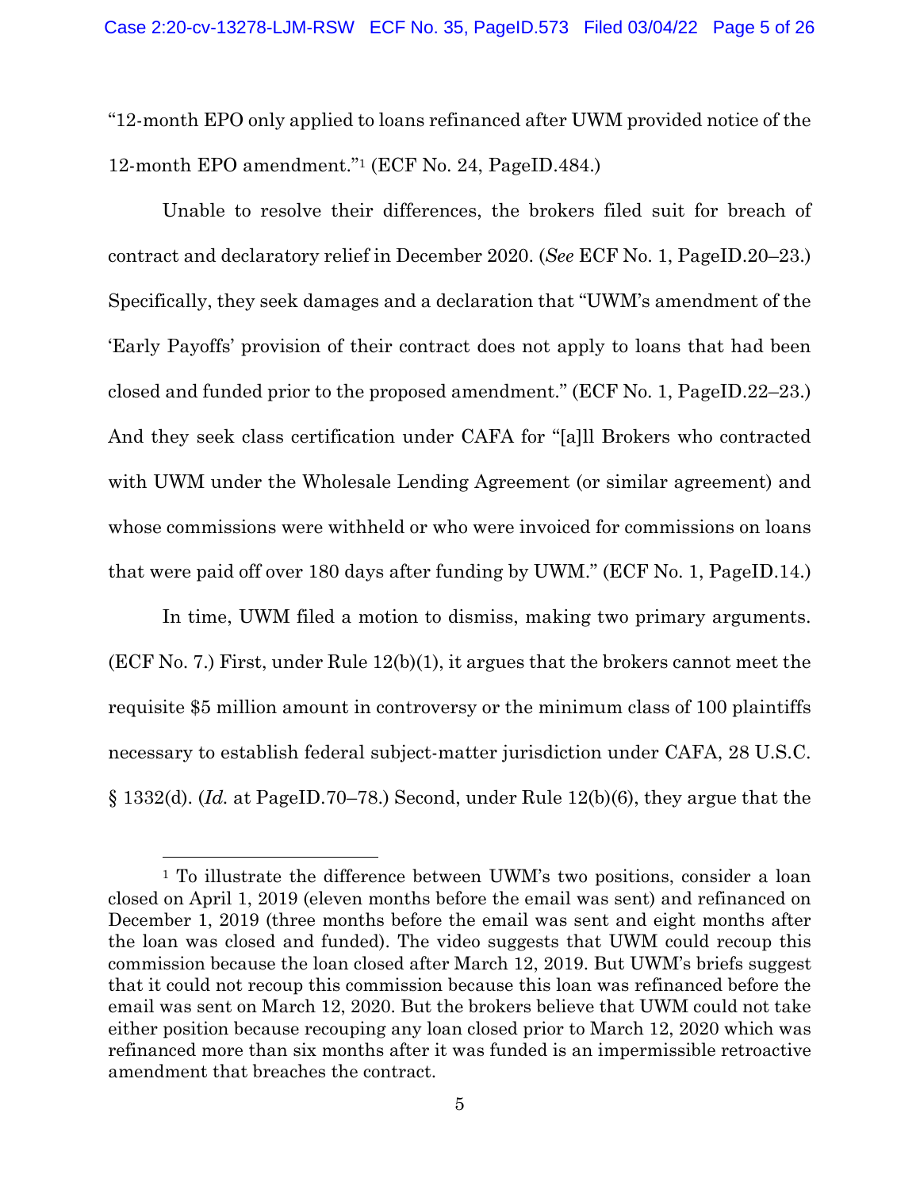"12-month EPO only applied to loans refinanced after UWM provided notice of the 12-month EPO amendment."[1] (ECF No. 24, PageID.484.)

Unable to resolve their differences, the brokers filed suit for breach of contract and declaratory relief in December 2020. (*See* ECF No. 1, PageID.20–23.) Specifically, they seek damages and a declaration that "UWM's amendment of the 'Early Payoffs' provision of their contract does not apply to loans that had been closed and funded prior to the proposed amendment." (ECF No. 1, PageID.22–23.) And they seek class certification under CAFA for "[a]ll Brokers who contracted with UWM under the Wholesale Lending Agreement (or similar agreement) and whose commissions were withheld or who were invoiced for commissions on loans that were paid off over 180 days after funding by UWM." (ECF No. 1, PageID.14.)

In time, UWM filed a motion to dismiss, making two primary arguments. (ECF No. 7.) First, under Rule 12(b)(1), it argues that the brokers cannot meet the requisite $5 million amount in controversy or the minimum class of 100 plaintiffs necessary to establish federal subject-matter jurisdiction under CAFA, 28 U.S.C. § 1332(d). (*Id.* at PageID.70–78.) Second, under Rule 12(b)(6), they argue that the

---

[1] To illustrate the difference between UWM's two positions, consider a loan closed on April 1, 2019 (eleven months before the email was sent) and refinanced on December 1, 2019 (three months before the email was sent and eight months after the loan was closed and funded). The video suggests that UWM could recoup this commission because the loan closed after March 12, 2019. But UWM's briefs suggest that it could not recoup this commission because this loan was refinanced before the email was sent on March 12, 2020. But the brokers believe that UWM could not take either position because recouping any loan closed prior to March 12, 2020 which was refinanced more than six months after it was funded is an impermissible retroactive amendment that breaches the contract.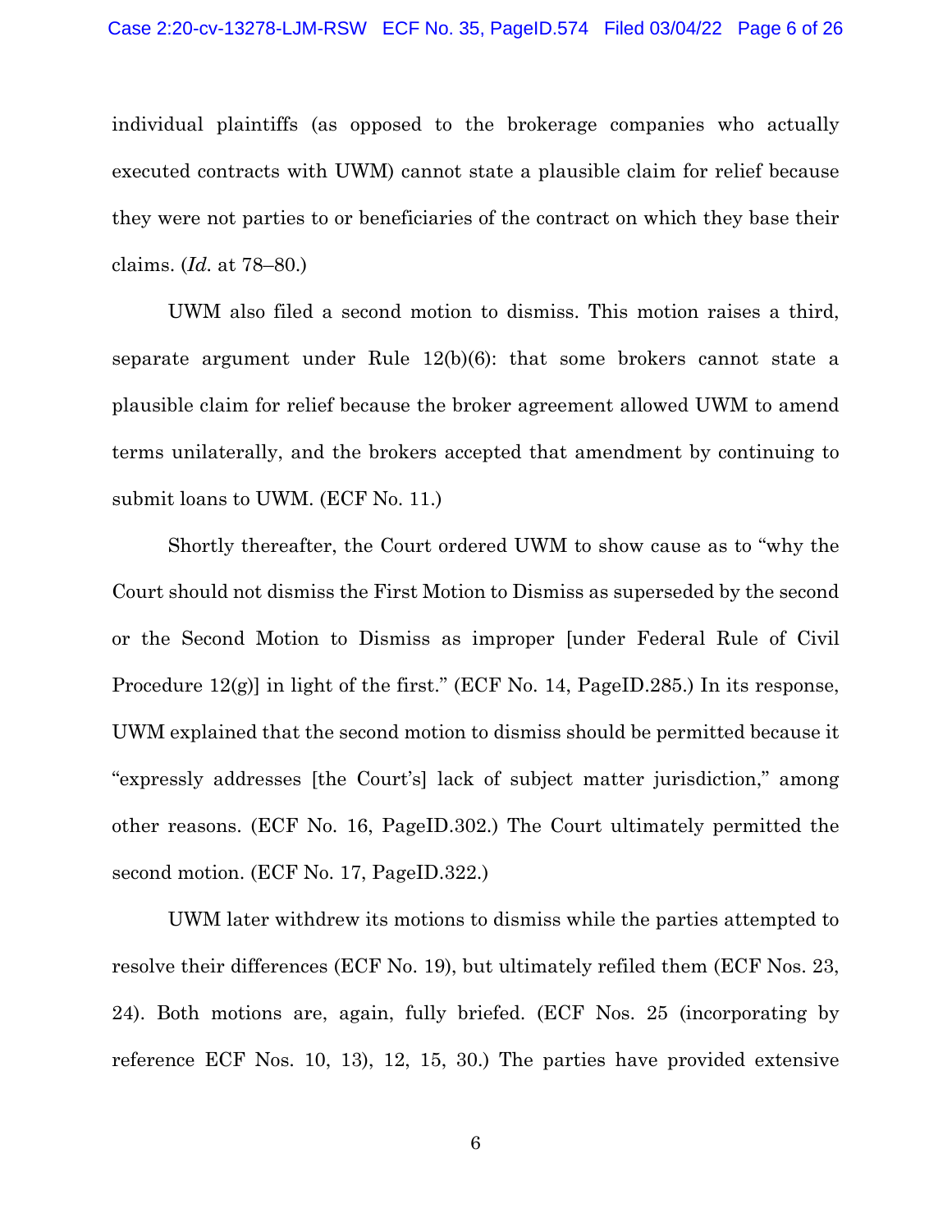individual plaintiffs (as opposed to the brokerage companies who actually executed contracts with UWM) cannot state a plausible claim for relief because they were not parties to or beneficiaries of the contract on which they base their claims. (*Id.* at 78–80.)

UWM also filed a second motion to dismiss. This motion raises a third, separate argument under Rule 12(b)(6): that some brokers cannot state a plausible claim for relief because the broker agreement allowed UWM to amend terms unilaterally, and the brokers accepted that amendment by continuing to submit loans to UWM. (ECF No. 11.)

Shortly thereafter, the Court ordered UWM to show cause as to "why the Court should not dismiss the First Motion to Dismiss as superseded by the second or the Second Motion to Dismiss as improper [under Federal Rule of Civil Procedure 12(g)] in light of the first." (ECF No. 14, PageID.285.) In its response, UWM explained that the second motion to dismiss should be permitted because it "expressly addresses [the Court's] lack of subject matter jurisdiction," among other reasons. (ECF No. 16, PageID.302.) The Court ultimately permitted the second motion. (ECF No. 17, PageID.322.)

UWM later withdrew its motions to dismiss while the parties attempted to resolve their differences (ECF No. 19), but ultimately refiled them (ECF Nos. 23, 24). Both motions are, again, fully briefed. (ECF Nos. 25 (incorporating by reference ECF Nos. 10, 13), 12, 15, 30.) The parties have provided extensive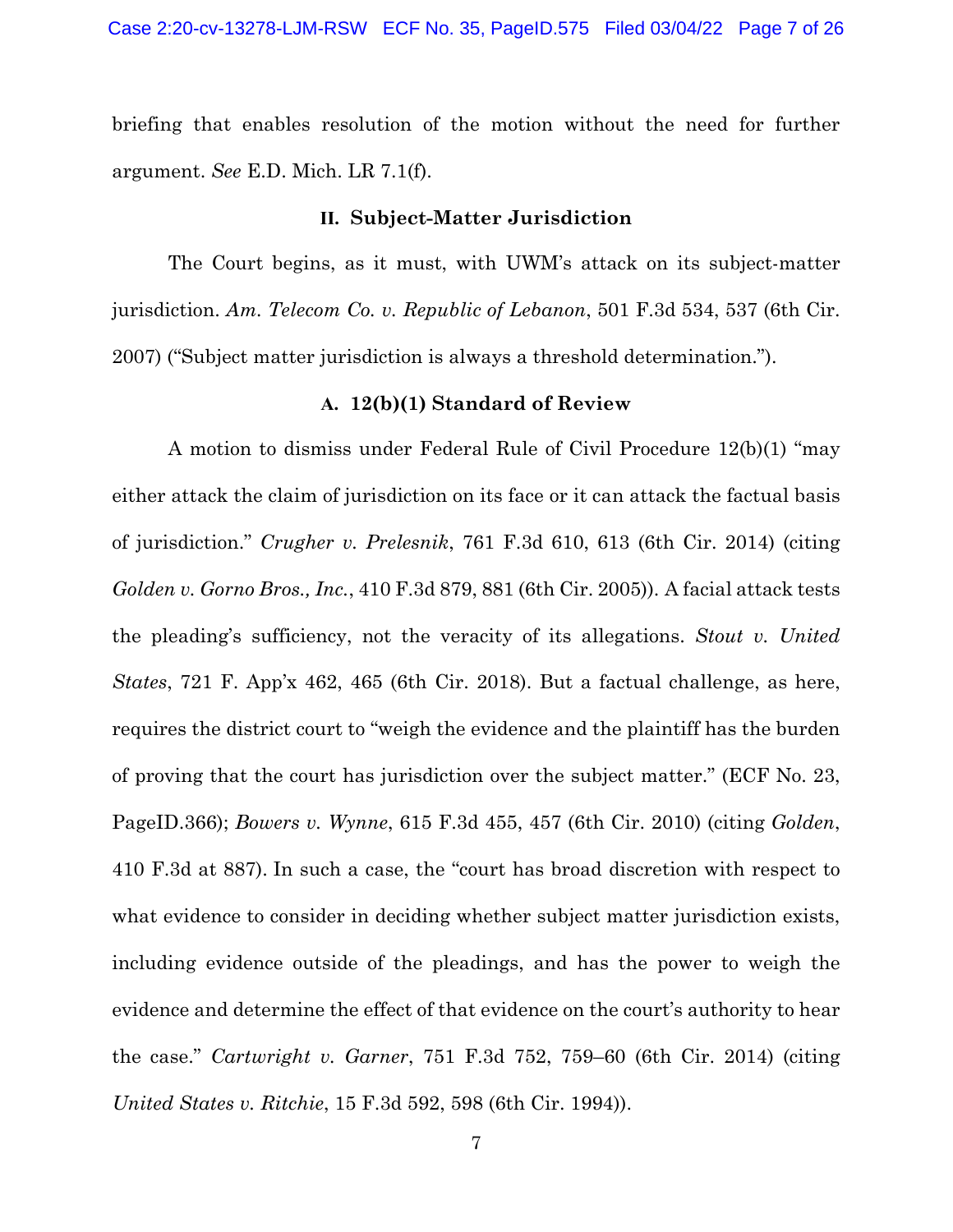briefing that enables resolution of the motion without the need for further argument. *See* E.D. Mich. LR 7.1(f).

## II. Subject-Matter Jurisdiction

The Court begins, as it must, with UWM's attack on its subject-matter jurisdiction. *Am. Telecom Co. v. Republic of Lebanon*, 501 F.3d 534, 537 (6th Cir. 2007) ("Subject matter jurisdiction is always a threshold determination.").

### A. 12(b)(1) Standard of Review

A motion to dismiss under Federal Rule of Civil Procedure 12(b)(1) "may either attack the claim of jurisdiction on its face or it can attack the factual basis of jurisdiction." *Crugher v. Prelesnik*, 761 F.3d 610, 613 (6th Cir. 2014) (citing *Golden v. Gorno Bros., Inc.*, 410 F.3d 879, 881 (6th Cir. 2005)). A facial attack tests the pleading's sufficiency, not the veracity of its allegations. *Stout v. United States*, 721 F. App'x 462, 465 (6th Cir. 2018). But a factual challenge, as here, requires the district court to "weigh the evidence and the plaintiff has the burden of proving that the court has jurisdiction over the subject matter." (ECF No. 23, PageID.366); *Bowers v. Wynne*, 615 F.3d 455, 457 (6th Cir. 2010) (citing *Golden*, 410 F.3d at 887). In such a case, the "court has broad discretion with respect to what evidence to consider in deciding whether subject matter jurisdiction exists, including evidence outside of the pleadings, and has the power to weigh the evidence and determine the effect of that evidence on the court's authority to hear the case." *Cartwright v. Garner*, 751 F.3d 752, 759–60 (6th Cir. 2014) (citing *United States v. Ritchie*, 15 F.3d 592, 598 (6th Cir. 1994)).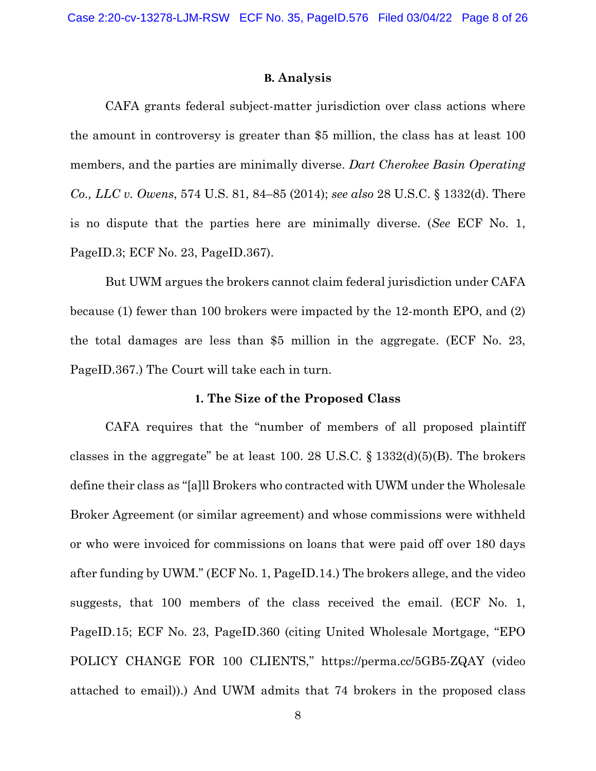### B. Analysis

CAFA grants federal subject-matter jurisdiction over class actions where the amount in controversy is greater than $5 million, the class has at least 100 members, and the parties are minimally diverse. *Dart Cherokee Basin Operating Co., LLC v. Owens*, 574 U.S. 81, 84–85 (2014); *see also* 28 U.S.C. § 1332(d). There is no dispute that the parties here are minimally diverse. (*See* ECF No. 1, PageID.3; ECF No. 23, PageID.367).

But UWM argues the brokers cannot claim federal jurisdiction under CAFA because (1) fewer than 100 brokers were impacted by the 12-month EPO, and (2) the total damages are less than $5 million in the aggregate. (ECF No. 23, PageID.367.) The Court will take each in turn.

#### 1. The Size of the Proposed Class

CAFA requires that the "number of members of all proposed plaintiff classes in the aggregate" be at least 100. 28 U.S.C. § 1332(d)(5)(B). The brokers define their class as "[a]ll Brokers who contracted with UWM under the Wholesale Broker Agreement (or similar agreement) and whose commissions were withheld or who were invoiced for commissions on loans that were paid off over 180 days after funding by UWM." (ECF No. 1, PageID.14.) The brokers allege, and the video suggests, that 100 members of the class received the email. (ECF No. 1, PageID.15; ECF No. 23, PageID.360 (citing United Wholesale Mortgage, "EPO POLICY CHANGE FOR 100 CLIENTS," https://perma.cc/5GB5-ZQAY (video attached to email)).) And UWM admits that 74 brokers in the proposed class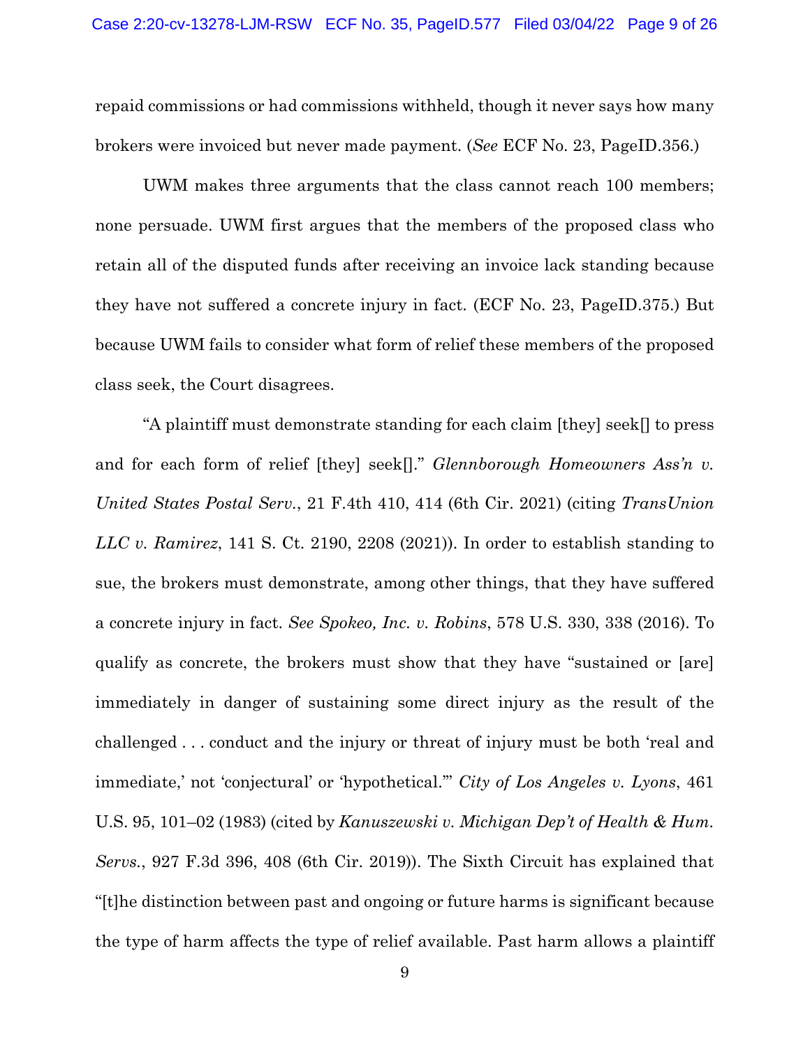repaid commissions or had commissions withheld, though it never says how many brokers were invoiced but never made payment. (*See* ECF No. 23, PageID.356.)

UWM makes three arguments that the class cannot reach 100 members; none persuade. UWM first argues that the members of the proposed class who retain all of the disputed funds after receiving an invoice lack standing because they have not suffered a concrete injury in fact. (ECF No. 23, PageID.375.) But because UWM fails to consider what form of relief these members of the proposed class seek, the Court disagrees.

"A plaintiff must demonstrate standing for each claim [they] seek[] to press and for each form of relief [they] seek[]." *Glennborough Homeowners Ass'n v. United States Postal Serv.*, 21 F.4th 410, 414 (6th Cir. 2021) (citing *TransUnion LLC v. Ramirez*, 141 S. Ct. 2190, 2208 (2021)). In order to establish standing to sue, the brokers must demonstrate, among other things, that they have suffered a concrete injury in fact. *See Spokeo, Inc. v. Robins*, 578 U.S. 330, 338 (2016). To qualify as concrete, the brokers must show that they have "sustained or [are] immediately in danger of sustaining some direct injury as the result of the challenged . . . conduct and the injury or threat of injury must be both 'real and immediate,' not 'conjectural' or 'hypothetical.'" *City of Los Angeles v. Lyons*, 461 U.S. 95, 101–02 (1983) (cited by *Kanuszewski v. Michigan Dep't of Health & Hum. Servs.*, 927 F.3d 396, 408 (6th Cir. 2019)). The Sixth Circuit has explained that "[t]he distinction between past and ongoing or future harms is significant because the type of harm affects the type of relief available. Past harm allows a plaintiff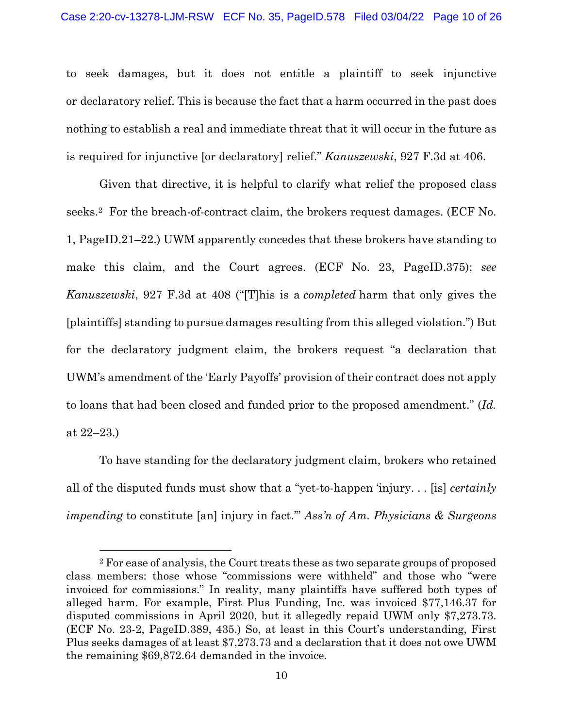to seek damages, but it does not entitle a plaintiff to seek injunctive or declaratory relief. This is because the fact that a harm occurred in the past does nothing to establish a real and immediate threat that it will occur in the future as is required for injunctive [or declaratory] relief." *Kanuszewski*, 927 F.3d at 406.

Given that directive, it is helpful to clarify what relief the proposed class seeks.[2] For the breach-of-contract claim, the brokers request damages. (ECF No. 1, PageID.21–22.) UWM apparently concedes that these brokers have standing to make this claim, and the Court agrees. (ECF No. 23, PageID.375); *see Kanuszewski*, 927 F.3d at 408 ("[T]his is a *completed* harm that only gives the [plaintiffs] standing to pursue damages resulting from this alleged violation.") But for the declaratory judgment claim, the brokers request "a declaration that UWM's amendment of the 'Early Payoffs' provision of their contract does not apply to loans that had been closed and funded prior to the proposed amendment." (*Id.* at 22–23.)

To have standing for the declaratory judgment claim, brokers who retained all of the disputed funds must show that a "yet-to-happen 'injury. . . [is] *certainly impending* to constitute [an] injury in fact.'" *Ass'n of Am. Physicians & Surgeons*

[2] For ease of analysis, the Court treats these as two separate groups of proposed class members: those whose "commissions were withheld" and those who "were invoiced for commissions." In reality, many plaintiffs have suffered both types of alleged harm. For example, First Plus Funding, Inc. was invoiced $77,146.37 for disputed commissions in April 2020, but it allegedly repaid UWM only $7,273.73. (ECF No. 23-2, PageID.389, 435.) So, at least in this Court's understanding, First Plus seeks damages of at least $7,273.73 and a declaration that it does not owe UWM the remaining $69,872.64 demanded in the invoice.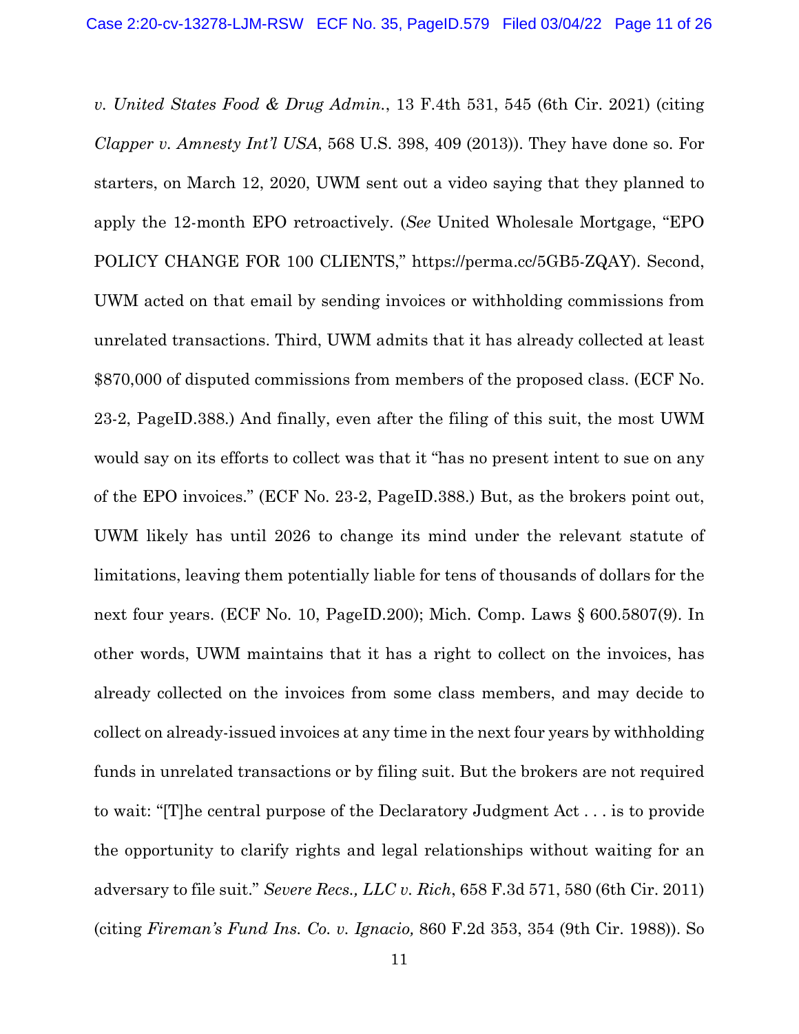*v. United States Food & Drug Admin.*, 13 F.4th 531, 545 (6th Cir. 2021) (citing *Clapper v. Amnesty Int'l USA*, 568 U.S. 398, 409 (2013)). They have done so. For starters, on March 12, 2020, UWM sent out a video saying that they planned to apply the 12-month EPO retroactively. (*See* United Wholesale Mortgage, "EPO POLICY CHANGE FOR 100 CLIENTS," https://perma.cc/5GB5-ZQAY). Second, UWM acted on that email by sending invoices or withholding commissions from unrelated transactions. Third, UWM admits that it has already collected at least $870,000 of disputed commissions from members of the proposed class. (ECF No. 23-2, PageID.388.) And finally, even after the filing of this suit, the most UWM would say on its efforts to collect was that it "has no present intent to sue on any of the EPO invoices." (ECF No. 23-2, PageID.388.) But, as the brokers point out, UWM likely has until 2026 to change its mind under the relevant statute of limitations, leaving them potentially liable for tens of thousands of dollars for the next four years. (ECF No. 10, PageID.200); Mich. Comp. Laws § 600.5807(9). In other words, UWM maintains that it has a right to collect on the invoices, has already collected on the invoices from some class members, and may decide to collect on already-issued invoices at any time in the next four years by withholding funds in unrelated transactions or by filing suit. But the brokers are not required to wait: "[T]he central purpose of the Declaratory Judgment Act . . . is to provide the opportunity to clarify rights and legal relationships without waiting for an adversary to file suit." *Severe Recs., LLC v. Rich*, 658 F.3d 571, 580 (6th Cir. 2011) (citing *Fireman's Fund Ins. Co. v. Ignacio,* 860 F.2d 353, 354 (9th Cir. 1988)). So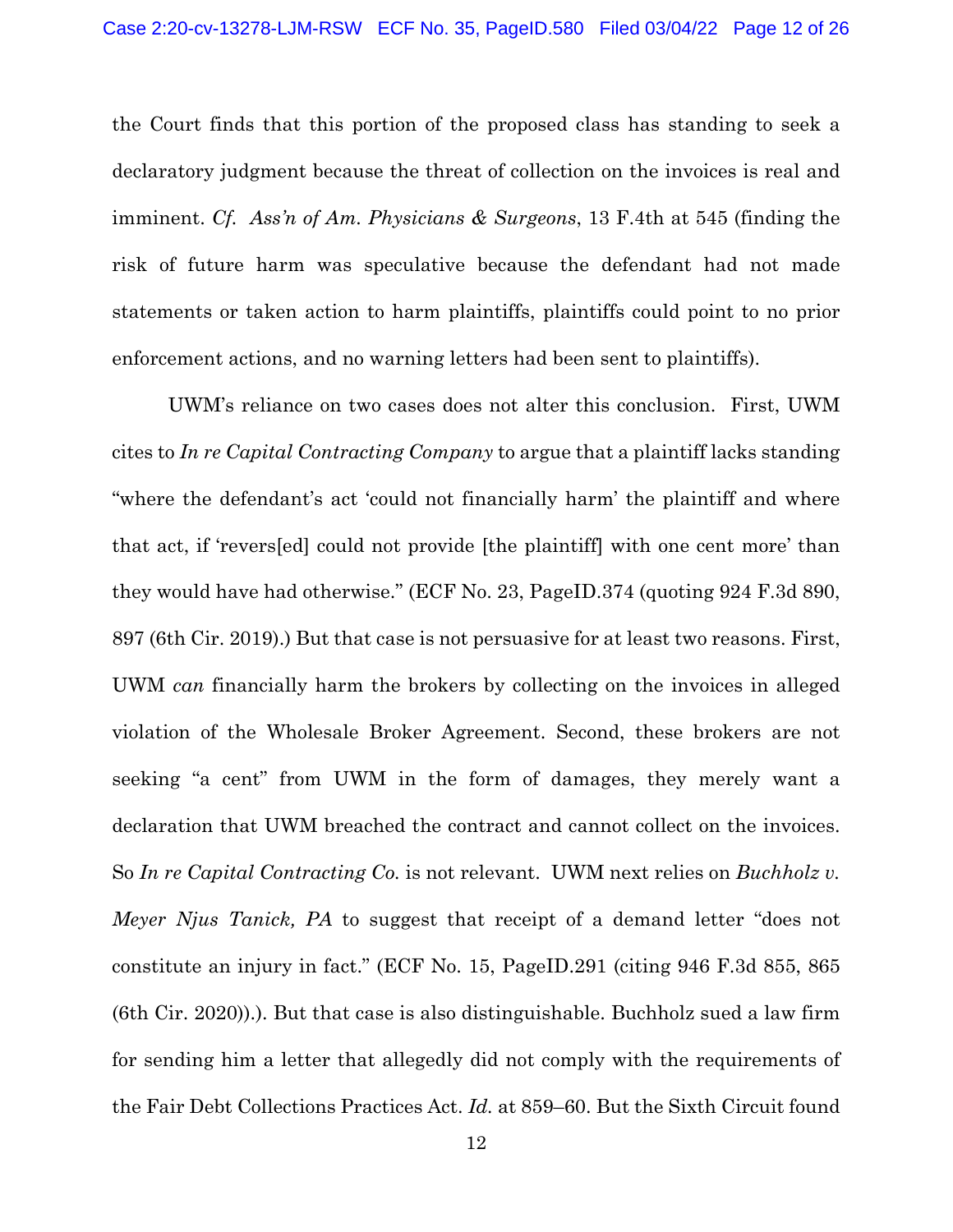the Court finds that this portion of the proposed class has standing to seek a declaratory judgment because the threat of collection on the invoices is real and imminent. *Cf. Ass'n of Am. Physicians & Surgeons*, 13 F.4th at 545 (finding the risk of future harm was speculative because the defendant had not made statements or taken action to harm plaintiffs, plaintiffs could point to no prior enforcement actions, and no warning letters had been sent to plaintiffs).

UWM's reliance on two cases does not alter this conclusion. First, UWM cites to *In re Capital Contracting Company* to argue that a plaintiff lacks standing "where the defendant's act 'could not financially harm' the plaintiff and where that act, if 'revers[ed] could not provide [the plaintiff] with one cent more' than they would have had otherwise." (ECF No. 23, PageID.374 (quoting 924 F.3d 890, 897 (6th Cir. 2019).) But that case is not persuasive for at least two reasons. First, UWM *can* financially harm the brokers by collecting on the invoices in alleged violation of the Wholesale Broker Agreement. Second, these brokers are not seeking "a cent" from UWM in the form of damages, they merely want a declaration that UWM breached the contract and cannot collect on the invoices. So *In re Capital Contracting Co.* is not relevant. UWM next relies on *Buchholz v. Meyer Njus Tanick, PA* to suggest that receipt of a demand letter "does not constitute an injury in fact." (ECF No. 15, PageID.291 (citing 946 F.3d 855, 865 (6th Cir. 2020)).). But that case is also distinguishable. Buchholz sued a law firm for sending him a letter that allegedly did not comply with the requirements of the Fair Debt Collections Practices Act. *Id.* at 859–60. But the Sixth Circuit found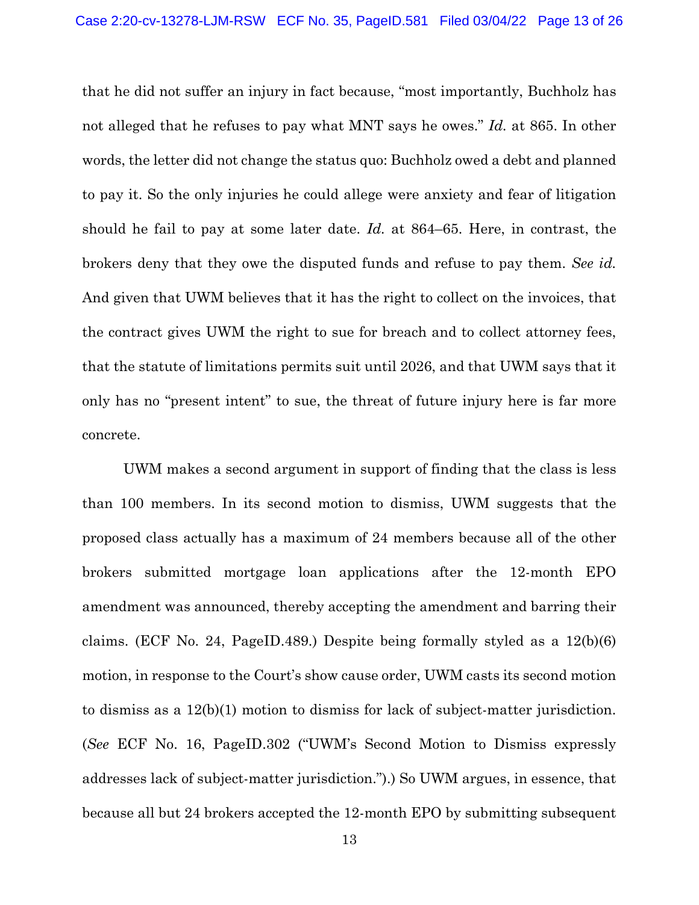that he did not suffer an injury in fact because, "most importantly, Buchholz has not alleged that he refuses to pay what MNT says he owes." *Id.* at 865. In other words, the letter did not change the status quo: Buchholz owed a debt and planned to pay it. So the only injuries he could allege were anxiety and fear of litigation should he fail to pay at some later date. *Id.* at 864–65. Here, in contrast, the brokers deny that they owe the disputed funds and refuse to pay them. *See id.* And given that UWM believes that it has the right to collect on the invoices, that the contract gives UWM the right to sue for breach and to collect attorney fees, that the statute of limitations permits suit until 2026, and that UWM says that it only has no "present intent" to sue, the threat of future injury here is far more concrete.

UWM makes a second argument in support of finding that the class is less than 100 members. In its second motion to dismiss, UWM suggests that the proposed class actually has a maximum of 24 members because all of the other brokers submitted mortgage loan applications after the 12-month EPO amendment was announced, thereby accepting the amendment and barring their claims. (ECF No. 24, PageID.489.) Despite being formally styled as a 12(b)(6) motion, in response to the Court's show cause order, UWM casts its second motion to dismiss as a 12(b)(1) motion to dismiss for lack of subject-matter jurisdiction. (*See* ECF No. 16, PageID.302 ("UWM's Second Motion to Dismiss expressly addresses lack of subject-matter jurisdiction.").) So UWM argues, in essence, that because all but 24 brokers accepted the 12-month EPO by submitting subsequent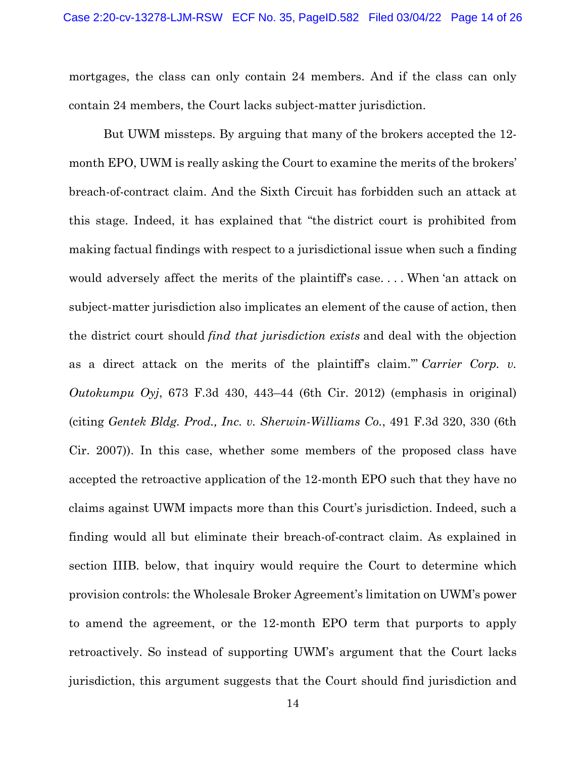mortgages, the class can only contain 24 members. And if the class can only contain 24 members, the Court lacks subject-matter jurisdiction.

But UWM missteps. By arguing that many of the brokers accepted the 12-month EPO, UWM is really asking the Court to examine the merits of the brokers' breach-of-contract claim. And the Sixth Circuit has forbidden such an attack at this stage. Indeed, it has explained that "the district court is prohibited from making factual findings with respect to a jurisdictional issue when such a finding would adversely affect the merits of the plaintiff's case. . . . When 'an attack on subject-matter jurisdiction also implicates an element of the cause of action, then the district court should *find that jurisdiction exists* and deal with the objection as a direct attack on the merits of the plaintiff's claim.'" *Carrier Corp. v. Outokumpu Oyj*, 673 F.3d 430, 443–44 (6th Cir. 2012) (emphasis in original) (citing *Gentek Bldg. Prod., Inc. v. Sherwin-Williams Co.*, 491 F.3d 320, 330 (6th Cir. 2007)). In this case, whether some members of the proposed class have accepted the retroactive application of the 12-month EPO such that they have no claims against UWM impacts more than this Court's jurisdiction. Indeed, such a finding would all but eliminate their breach-of-contract claim. As explained in section IIIB. below, that inquiry would require the Court to determine which provision controls: the Wholesale Broker Agreement's limitation on UWM's power to amend the agreement, or the 12-month EPO term that purports to apply retroactively. So instead of supporting UWM's argument that the Court lacks jurisdiction, this argument suggests that the Court should find jurisdiction and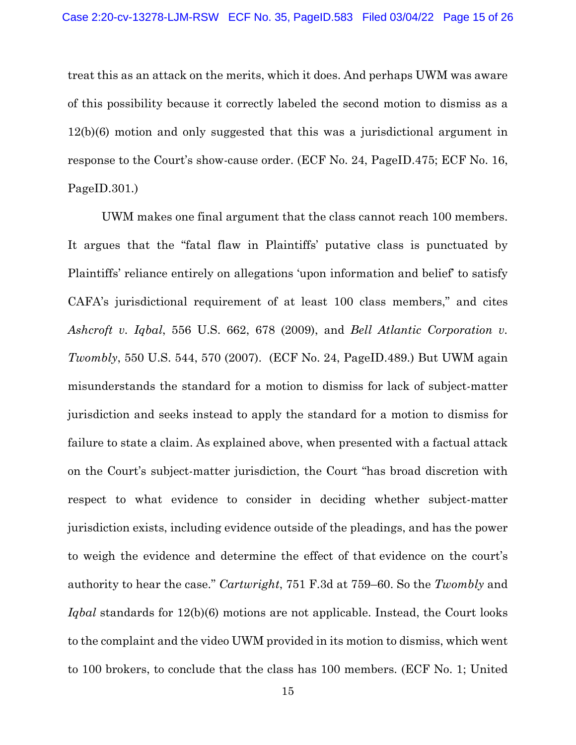treat this as an attack on the merits, which it does. And perhaps UWM was aware of this possibility because it correctly labeled the second motion to dismiss as a 12(b)(6) motion and only suggested that this was a jurisdictional argument in response to the Court's show-cause order. (ECF No. 24, PageID.475; ECF No. 16, PageID.301.)

UWM makes one final argument that the class cannot reach 100 members. It argues that the "fatal flaw in Plaintiffs' putative class is punctuated by Plaintiffs' reliance entirely on allegations 'upon information and belief' to satisfy CAFA's jurisdictional requirement of at least 100 class members," and cites *Ashcroft v. Iqbal*, 556 U.S. 662, 678 (2009), and *Bell Atlantic Corporation v. Twombly*, 550 U.S. 544, 570 (2007). (ECF No. 24, PageID.489.) But UWM again misunderstands the standard for a motion to dismiss for lack of subject-matter jurisdiction and seeks instead to apply the standard for a motion to dismiss for failure to state a claim. As explained above, when presented with a factual attack on the Court's subject-matter jurisdiction, the Court "has broad discretion with respect to what evidence to consider in deciding whether subject-matter jurisdiction exists, including evidence outside of the pleadings, and has the power to weigh the evidence and determine the effect of that evidence on the court's authority to hear the case." *Cartwright*, 751 F.3d at 759–60. So the *Twombly* and *Iqbal* standards for 12(b)(6) motions are not applicable. Instead, the Court looks to the complaint and the video UWM provided in its motion to dismiss, which went to 100 brokers, to conclude that the class has 100 members. (ECF No. 1; United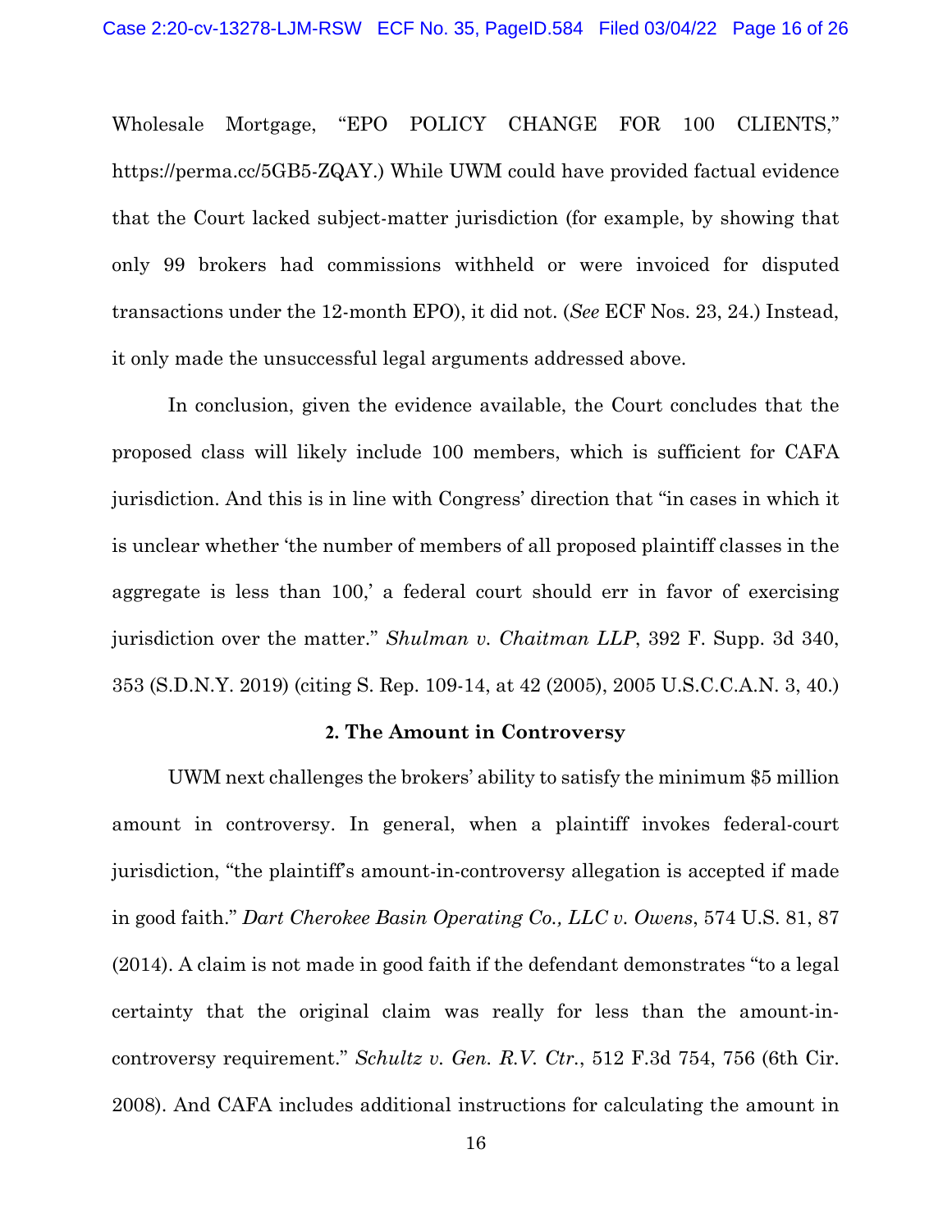Wholesale Mortgage, "EPO POLICY CHANGE FOR 100 CLIENTS," https://perma.cc/5GB5-ZQAY.) While UWM could have provided factual evidence that the Court lacked subject-matter jurisdiction (for example, by showing that only 99 brokers had commissions withheld or were invoiced for disputed transactions under the 12-month EPO), it did not. (*See* ECF Nos. 23, 24.) Instead, it only made the unsuccessful legal arguments addressed above.

In conclusion, given the evidence available, the Court concludes that the proposed class will likely include 100 members, which is sufficient for CAFA jurisdiction. And this is in line with Congress' direction that "in cases in which it is unclear whether 'the number of members of all proposed plaintiff classes in the aggregate is less than 100,' a federal court should err in favor of exercising jurisdiction over the matter." *Shulman v. Chaitman LLP*, 392 F. Supp. 3d 340, 353 (S.D.N.Y. 2019) (citing S. Rep. 109-14, at 42 (2005), 2005 U.S.C.C.A.N. 3, 40.)

**2. The Amount in Controversy**

UWM next challenges the brokers' ability to satisfy the minimum $5 million amount in controversy. In general, when a plaintiff invokes federal-court jurisdiction, "the plaintiff's amount-in-controversy allegation is accepted if made in good faith." *Dart Cherokee Basin Operating Co., LLC v. Owens*, 574 U.S. 81, 87 (2014). A claim is not made in good faith if the defendant demonstrates "to a legal certainty that the original claim was really for less than the amount-in-controversy requirement." *Schultz v. Gen. R.V. Ctr.*, 512 F.3d 754, 756 (6th Cir. 2008). And CAFA includes additional instructions for calculating the amount in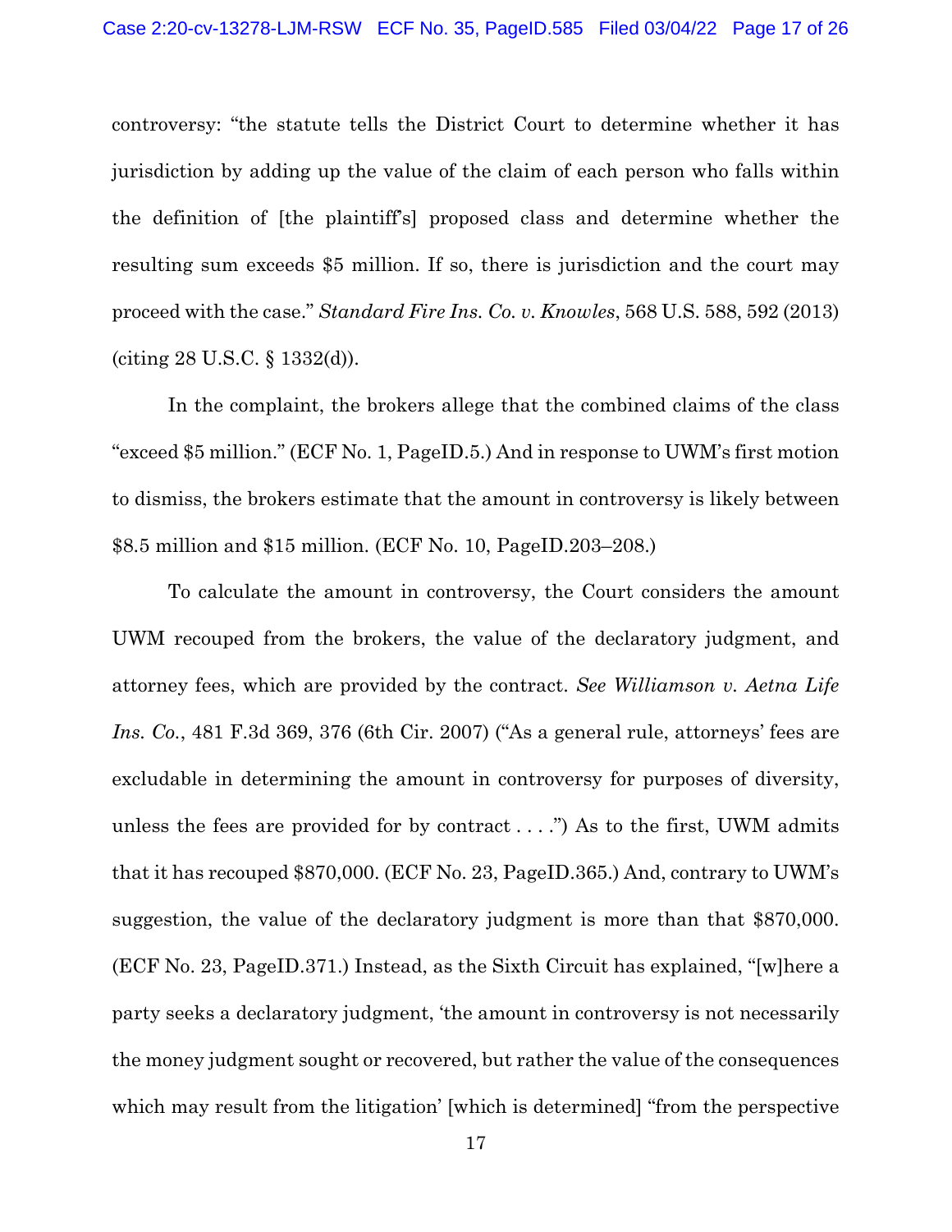controversy: "the statute tells the District Court to determine whether it has jurisdiction by adding up the value of the claim of each person who falls within the definition of [the plaintiff's] proposed class and determine whether the resulting sum exceeds $5 million. If so, there is jurisdiction and the court may proceed with the case." *Standard Fire Ins. Co. v. Knowles*, 568 U.S. 588, 592 (2013) (citing 28 U.S.C. § 1332(d)).

In the complaint, the brokers allege that the combined claims of the class "exceed $5 million." (ECF No. 1, PageID.5.) And in response to UWM's first motion to dismiss, the brokers estimate that the amount in controversy is likely between $8.5 million and $15 million. (ECF No. 10, PageID.203–208.)

To calculate the amount in controversy, the Court considers the amount UWM recouped from the brokers, the value of the declaratory judgment, and attorney fees, which are provided by the contract. *See Williamson v. Aetna Life Ins. Co.*, 481 F.3d 369, 376 (6th Cir. 2007) ("As a general rule, attorneys' fees are excludable in determining the amount in controversy for purposes of diversity, unless the fees are provided for by contract . . . .") As to the first, UWM admits that it has recouped $870,000. (ECF No. 23, PageID.365.) And, contrary to UWM's suggestion, the value of the declaratory judgment is more than that $870,000. (ECF No. 23, PageID.371.) Instead, as the Sixth Circuit has explained, "[w]here a party seeks a declaratory judgment, 'the amount in controversy is not necessarily the money judgment sought or recovered, but rather the value of the consequences which may result from the litigation' [which is determined] "from the perspective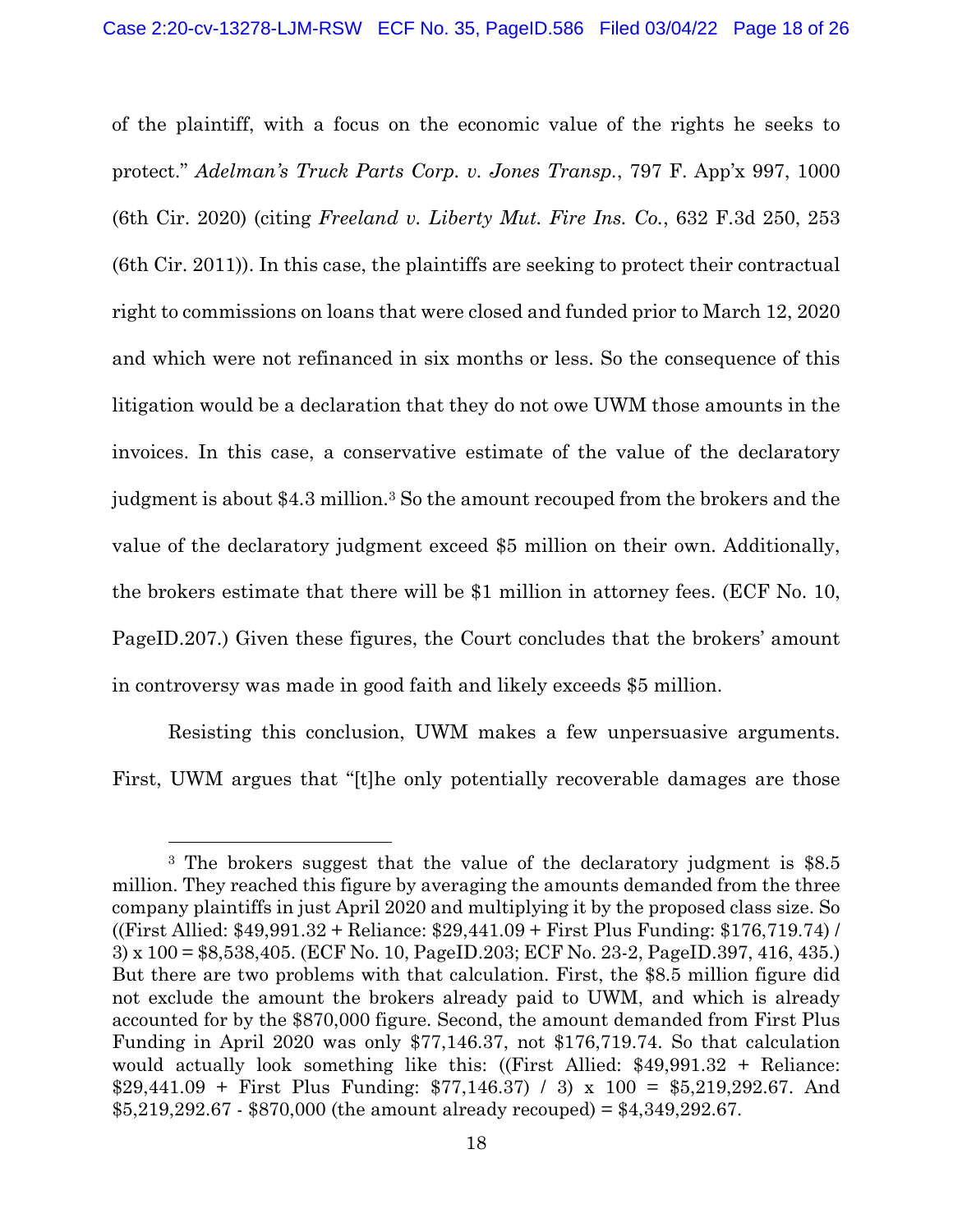of the plaintiff, with a focus on the economic value of the rights he seeks to protect." *Adelman's Truck Parts Corp. v. Jones Transp.*, 797 F. App'x 997, 1000 (6th Cir. 2020) (citing *Freeland v. Liberty Mut. Fire Ins. Co.*, 632 F.3d 250, 253 (6th Cir. 2011)). In this case, the plaintiffs are seeking to protect their contractual right to commissions on loans that were closed and funded prior to March 12, 2020 and which were not refinanced in six months or less. So the consequence of this litigation would be a declaration that they do not owe UWM those amounts in the invoices. In this case, a conservative estimate of the value of the declaratory judgment is about $4.3 million.[3] So the amount recouped from the brokers and the value of the declaratory judgment exceed $5 million on their own. Additionally, the brokers estimate that there will be $1 million in attorney fees. (ECF No. 10, PageID.207.) Given these figures, the Court concludes that the brokers' amount in controversy was made in good faith and likely exceeds $5 million.

Resisting this conclusion, UWM makes a few unpersuasive arguments. First, UWM argues that "[t]he only potentially recoverable damages are those

---

[3] The brokers suggest that the value of the declaratory judgment is $8.5 million. They reached this figure by averaging the amounts demanded from the three company plaintiffs in just April 2020 and multiplying it by the proposed class size. So ((First Allied: $49,991.32 + Reliance: $29,441.09 + First Plus Funding: $176,719.74) / 3) x 100 = $8,538,405. (ECF No. 10, PageID.203; ECF No. 23-2, PageID.397, 416, 435.) But there are two problems with that calculation. First, the $8.5 million figure did not exclude the amount the brokers already paid to UWM, and which is already accounted for by the $870,000 figure. Second, the amount demanded from First Plus Funding in April 2020 was only $77,146.37, not $176,719.74. So that calculation would actually look something like this: ((First Allied: $49,991.32 + Reliance: $29,441.09 + First Plus Funding: $77,146.37) / 3) x 100 = $5,219,292.67. And $5,219,292.67 - $870,000 (the amount already recouped) = $4,349,292.67.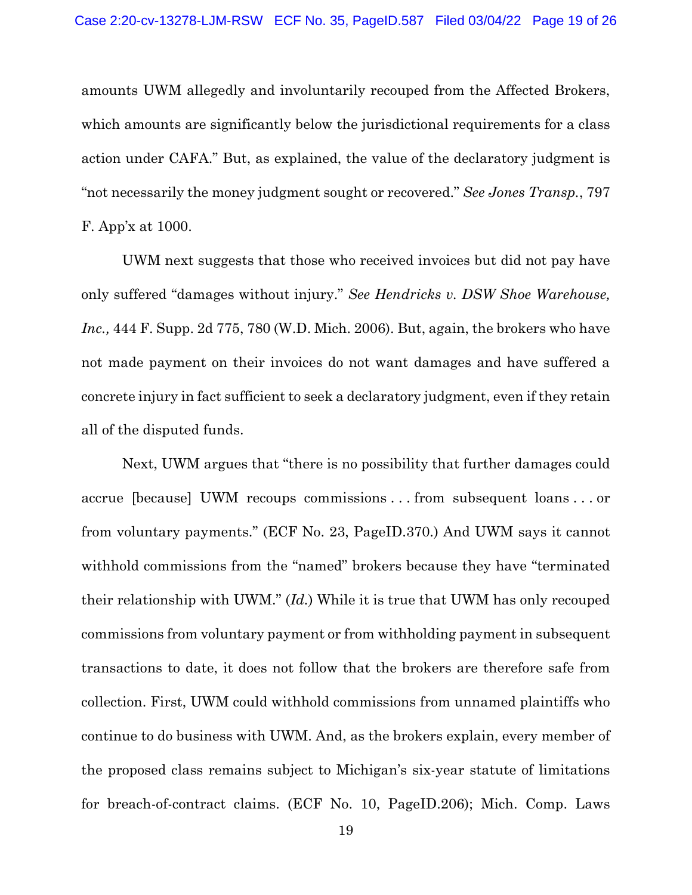amounts UWM allegedly and involuntarily recouped from the Affected Brokers, which amounts are significantly below the jurisdictional requirements for a class action under CAFA." But, as explained, the value of the declaratory judgment is "not necessarily the money judgment sought or recovered." *See Jones Transp.*, 797 F. App'x at 1000.

UWM next suggests that those who received invoices but did not pay have only suffered "damages without injury." *See Hendricks v. DSW Shoe Warehouse, Inc.,* 444 F. Supp. 2d 775, 780 (W.D. Mich. 2006). But, again, the brokers who have not made payment on their invoices do not want damages and have suffered a concrete injury in fact sufficient to seek a declaratory judgment, even if they retain all of the disputed funds.

Next, UWM argues that "there is no possibility that further damages could accrue [because] UWM recoups commissions . . . from subsequent loans . . . or from voluntary payments." (ECF No. 23, PageID.370.) And UWM says it cannot withhold commissions from the "named" brokers because they have "terminated their relationship with UWM." (*Id.*) While it is true that UWM has only recouped commissions from voluntary payment or from withholding payment in subsequent transactions to date, it does not follow that the brokers are therefore safe from collection. First, UWM could withhold commissions from unnamed plaintiffs who continue to do business with UWM. And, as the brokers explain, every member of the proposed class remains subject to Michigan's six-year statute of limitations for breach-of-contract claims. (ECF No. 10, PageID.206); Mich. Comp. Laws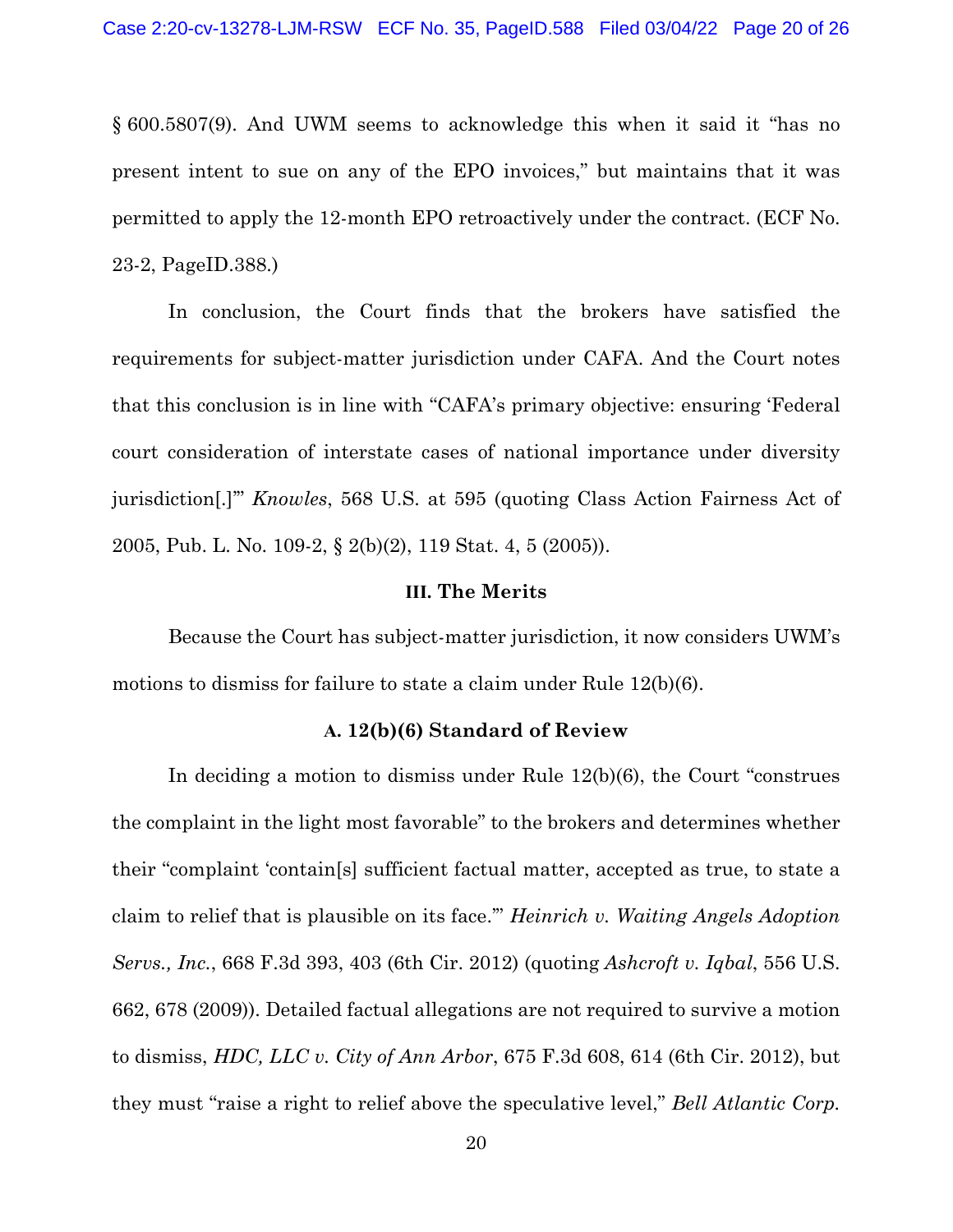§ 600.5807(9). And UWM seems to acknowledge this when it said it "has no present intent to sue on any of the EPO invoices," but maintains that it was permitted to apply the 12-month EPO retroactively under the contract. (ECF No. 23-2, PageID.388.)

In conclusion, the Court finds that the brokers have satisfied the requirements for subject-matter jurisdiction under CAFA. And the Court notes that this conclusion is in line with "CAFA's primary objective: ensuring 'Federal court consideration of interstate cases of national importance under diversity jurisdiction[.]'" *Knowles*, 568 U.S. at 595 (quoting Class Action Fairness Act of 2005, Pub. L. No. 109-2, § 2(b)(2), 119 Stat. 4, 5 (2005)).

## III. The Merits

Because the Court has subject-matter jurisdiction, it now considers UWM's motions to dismiss for failure to state a claim under Rule 12(b)(6).

### A. 12(b)(6) Standard of Review

In deciding a motion to dismiss under Rule 12(b)(6), the Court "construes the complaint in the light most favorable" to the brokers and determines whether their "complaint 'contain[s] sufficient factual matter, accepted as true, to state a claim to relief that is plausible on its face.'" *Heinrich v. Waiting Angels Adoption Servs., Inc.*, 668 F.3d 393, 403 (6th Cir. 2012) (quoting *Ashcroft v. Iqbal*, 556 U.S. 662, 678 (2009)). Detailed factual allegations are not required to survive a motion to dismiss, *HDC, LLC v. City of Ann Arbor*, 675 F.3d 608, 614 (6th Cir. 2012), but they must "raise a right to relief above the speculative level," *Bell Atlantic Corp.*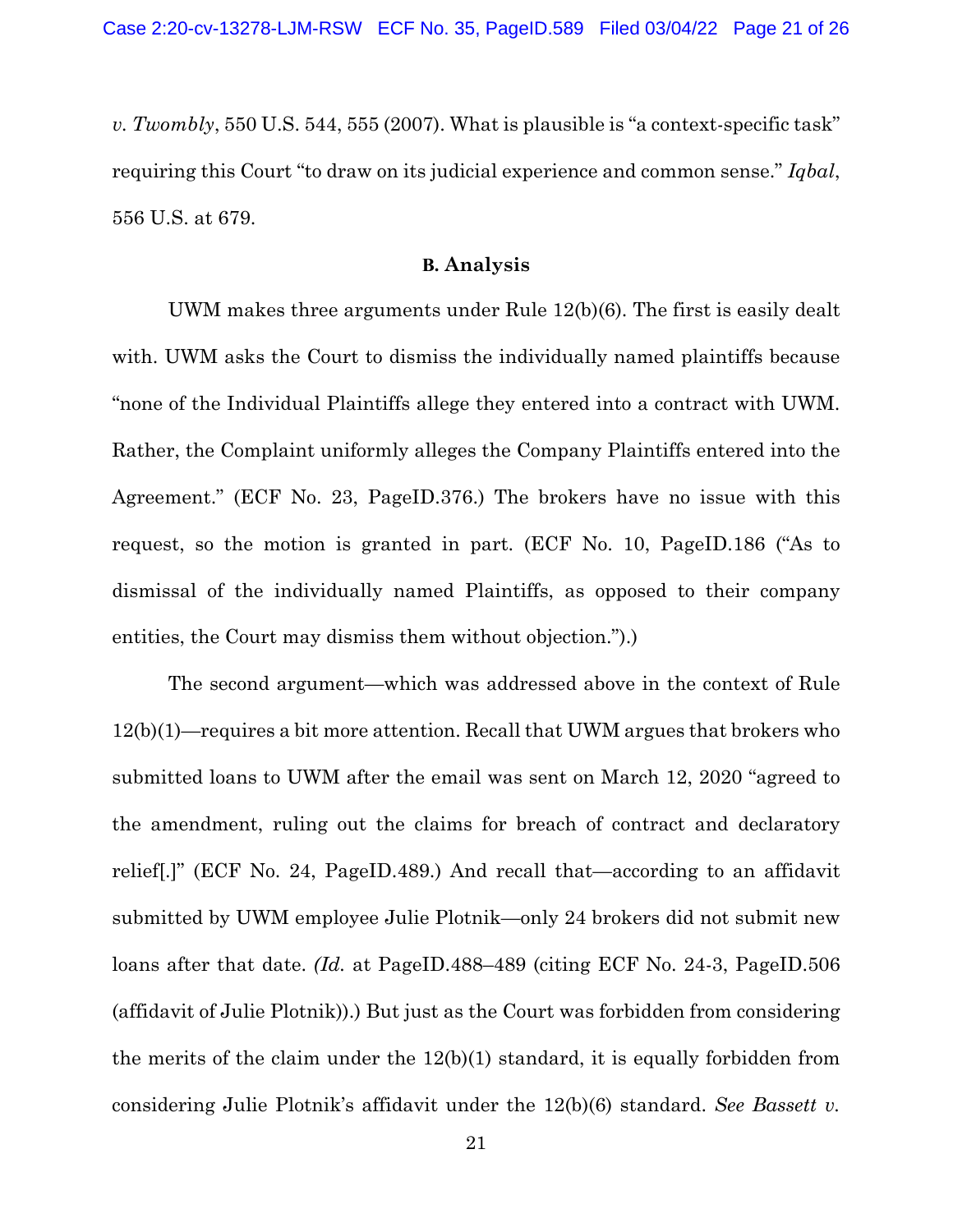*v. Twombly*, 550 U.S. 544, 555 (2007). What is plausible is "a context-specific task" requiring this Court "to draw on its judicial experience and common sense." *Iqbal*, 556 U.S. at 679.

### B. Analysis

UWM makes three arguments under Rule 12(b)(6). The first is easily dealt with. UWM asks the Court to dismiss the individually named plaintiffs because "none of the Individual Plaintiffs allege they entered into a contract with UWM. Rather, the Complaint uniformly alleges the Company Plaintiffs entered into the Agreement." (ECF No. 23, PageID.376.) The brokers have no issue with this request, so the motion is granted in part. (ECF No. 10, PageID.186 ("As to dismissal of the individually named Plaintiffs, as opposed to their company entities, the Court may dismiss them without objection.").)

The second argument—which was addressed above in the context of Rule 12(b)(1)—requires a bit more attention. Recall that UWM argues that brokers who submitted loans to UWM after the email was sent on March 12, 2020 "agreed to the amendment, ruling out the claims for breach of contract and declaratory relief[.]" (ECF No. 24, PageID.489.) And recall that—according to an affidavit submitted by UWM employee Julie Plotnik—only 24 brokers did not submit new loans after that date. *(Id.* at PageID.488–489 (citing ECF No. 24-3, PageID.506 (affidavit of Julie Plotnik)).) But just as the Court was forbidden from considering the merits of the claim under the 12(b)(1) standard, it is equally forbidden from considering Julie Plotnik's affidavit under the 12(b)(6) standard. *See Bassett v.*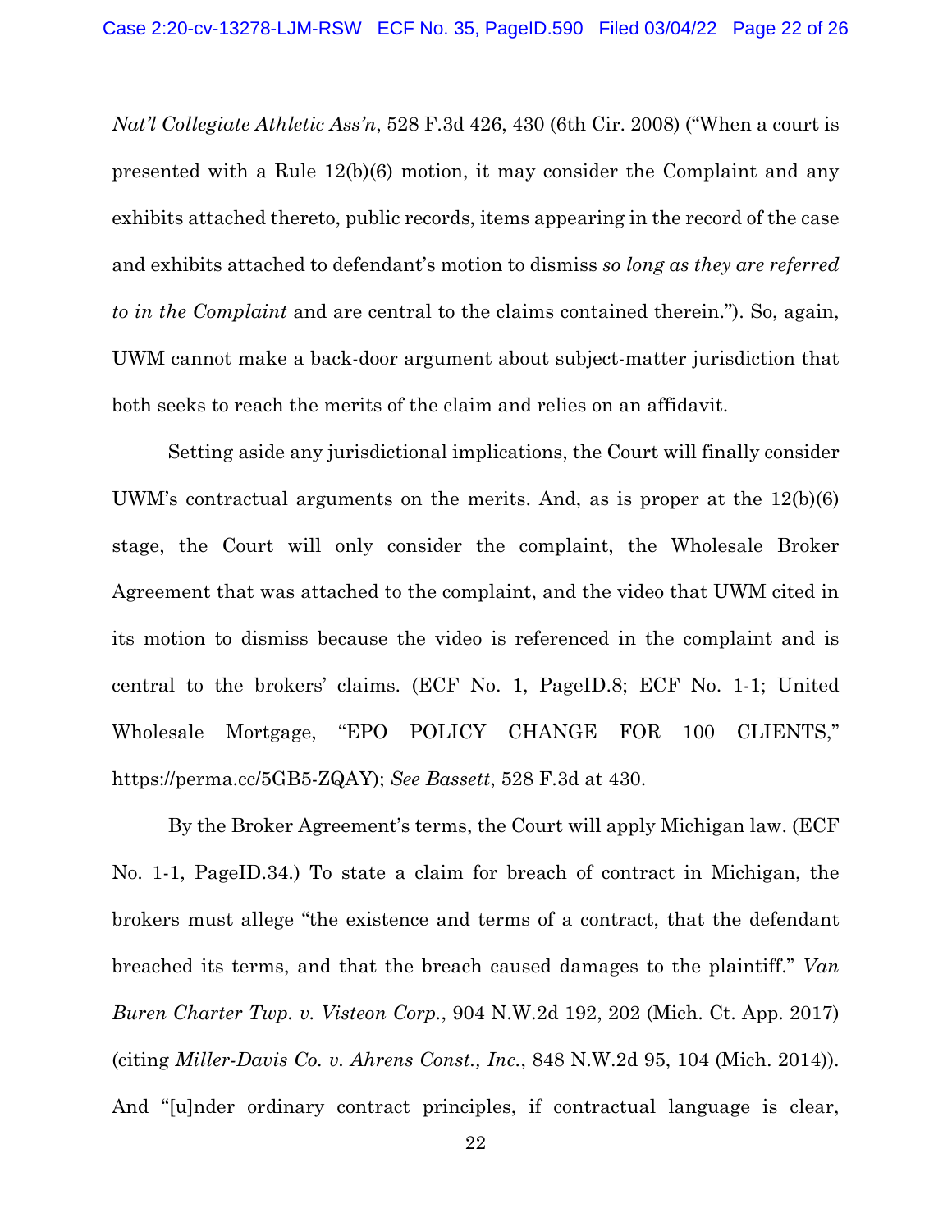*Nat'l Collegiate Athletic Ass'n*, 528 F.3d 426, 430 (6th Cir. 2008) ("When a court is presented with a Rule 12(b)(6) motion, it may consider the Complaint and any exhibits attached thereto, public records, items appearing in the record of the case and exhibits attached to defendant's motion to dismiss *so long as they are referred to in the Complaint* and are central to the claims contained therein."). So, again, UWM cannot make a back-door argument about subject-matter jurisdiction that both seeks to reach the merits of the claim and relies on an affidavit.

Setting aside any jurisdictional implications, the Court will finally consider UWM's contractual arguments on the merits. And, as is proper at the 12(b)(6) stage, the Court will only consider the complaint, the Wholesale Broker Agreement that was attached to the complaint, and the video that UWM cited in its motion to dismiss because the video is referenced in the complaint and is central to the brokers' claims. (ECF No. 1, PageID.8; ECF No. 1-1; United Wholesale Mortgage, "EPO POLICY CHANGE FOR 100 CLIENTS," https://perma.cc/5GB5-ZQAY); *See Bassett*, 528 F.3d at 430.

By the Broker Agreement's terms, the Court will apply Michigan law. (ECF No. 1-1, PageID.34.) To state a claim for breach of contract in Michigan, the brokers must allege "the existence and terms of a contract, that the defendant breached its terms, and that the breach caused damages to the plaintiff." *Van Buren Charter Twp. v. Visteon Corp.*, 904 N.W.2d 192, 202 (Mich. Ct. App. 2017) (citing *Miller-Davis Co. v. Ahrens Const., Inc.*, 848 N.W.2d 95, 104 (Mich. 2014)). And "[u]nder ordinary contract principles, if contractual language is clear,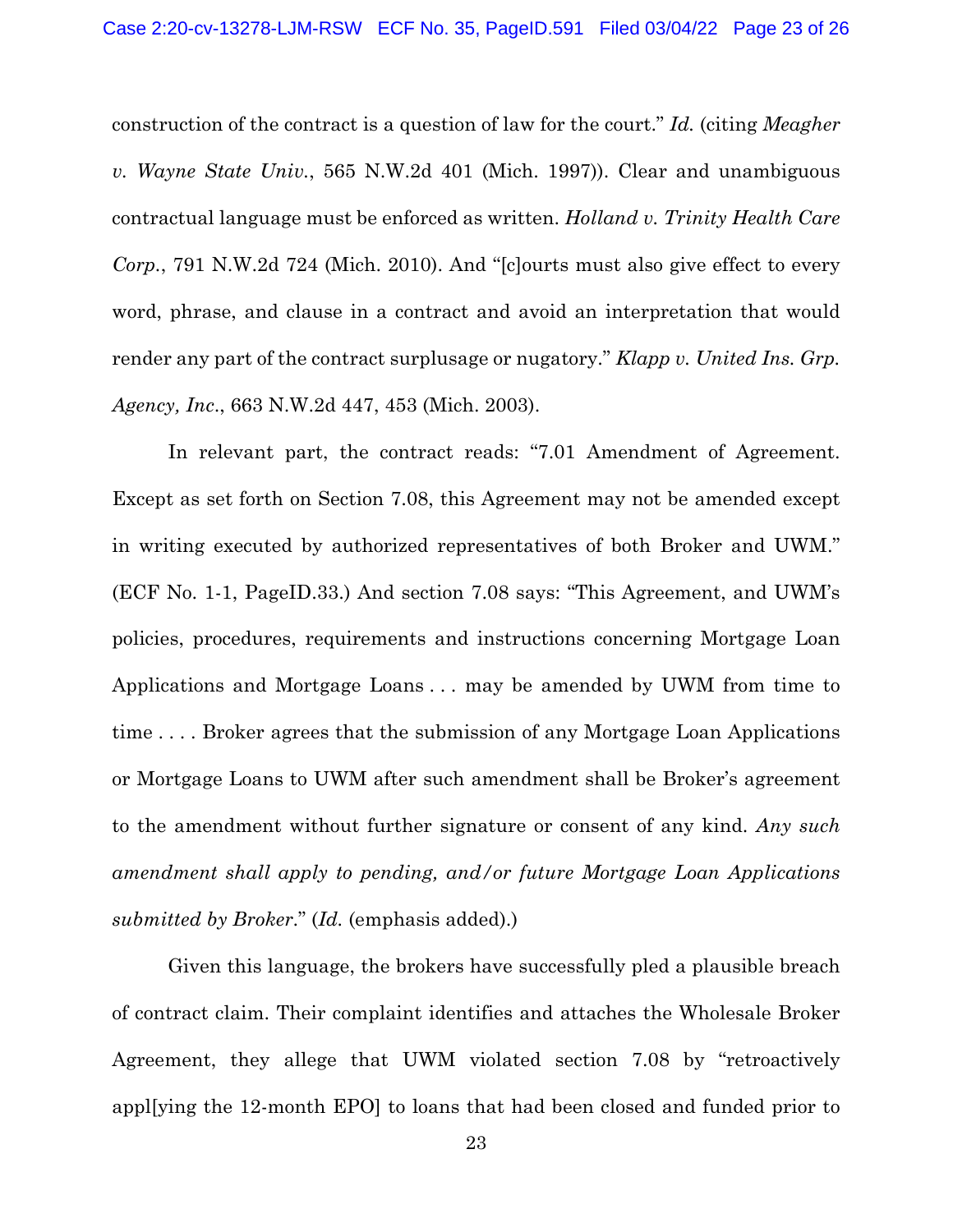construction of the contract is a question of law for the court." *Id.* (citing *Meagher v. Wayne State Univ.*, 565 N.W.2d 401 (Mich. 1997)). Clear and unambiguous contractual language must be enforced as written. *Holland v. Trinity Health Care Corp.*, 791 N.W.2d 724 (Mich. 2010). And "[c]ourts must also give effect to every word, phrase, and clause in a contract and avoid an interpretation that would render any part of the contract surplusage or nugatory." *Klapp v. United Ins. Grp. Agency, Inc.*, 663 N.W.2d 447, 453 (Mich. 2003).

In relevant part, the contract reads: "7.01 Amendment of Agreement. Except as set forth on Section 7.08, this Agreement may not be amended except in writing executed by authorized representatives of both Broker and UWM." (ECF No. 1-1, PageID.33.) And section 7.08 says: "This Agreement, and UWM's policies, procedures, requirements and instructions concerning Mortgage Loan Applications and Mortgage Loans . . . may be amended by UWM from time to time . . . . Broker agrees that the submission of any Mortgage Loan Applications or Mortgage Loans to UWM after such amendment shall be Broker's agreement to the amendment without further signature or consent of any kind. *Any such amendment shall apply to pending, and/or future Mortgage Loan Applications submitted by Broker*." (*Id.* (emphasis added).)

Given this language, the brokers have successfully pled a plausible breach of contract claim. Their complaint identifies and attaches the Wholesale Broker Agreement, they allege that UWM violated section 7.08 by "retroactively appl[ying the 12-month EPO] to loans that had been closed and funded prior to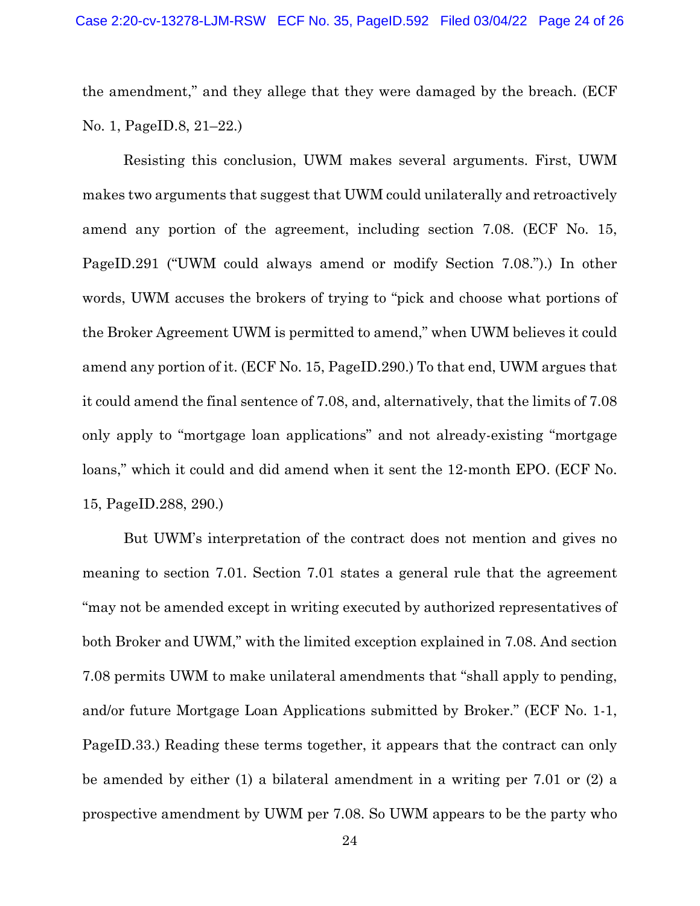the amendment," and they allege that they were damaged by the breach. (ECF No. 1, PageID.8, 21–22.)

Resisting this conclusion, UWM makes several arguments. First, UWM makes two arguments that suggest that UWM could unilaterally and retroactively amend any portion of the agreement, including section 7.08. (ECF No. 15, PageID.291 ("UWM could always amend or modify Section 7.08.").) In other words, UWM accuses the brokers of trying to "pick and choose what portions of the Broker Agreement UWM is permitted to amend," when UWM believes it could amend any portion of it. (ECF No. 15, PageID.290.) To that end, UWM argues that it could amend the final sentence of 7.08, and, alternatively, that the limits of 7.08 only apply to "mortgage loan applications" and not already-existing "mortgage loans," which it could and did amend when it sent the 12-month EPO. (ECF No. 15, PageID.288, 290.)

But UWM's interpretation of the contract does not mention and gives no meaning to section 7.01. Section 7.01 states a general rule that the agreement "may not be amended except in writing executed by authorized representatives of both Broker and UWM," with the limited exception explained in 7.08. And section 7.08 permits UWM to make unilateral amendments that "shall apply to pending, and/or future Mortgage Loan Applications submitted by Broker." (ECF No. 1-1, PageID.33.) Reading these terms together, it appears that the contract can only be amended by either (1) a bilateral amendment in a writing per 7.01 or (2) a prospective amendment by UWM per 7.08. So UWM appears to be the party who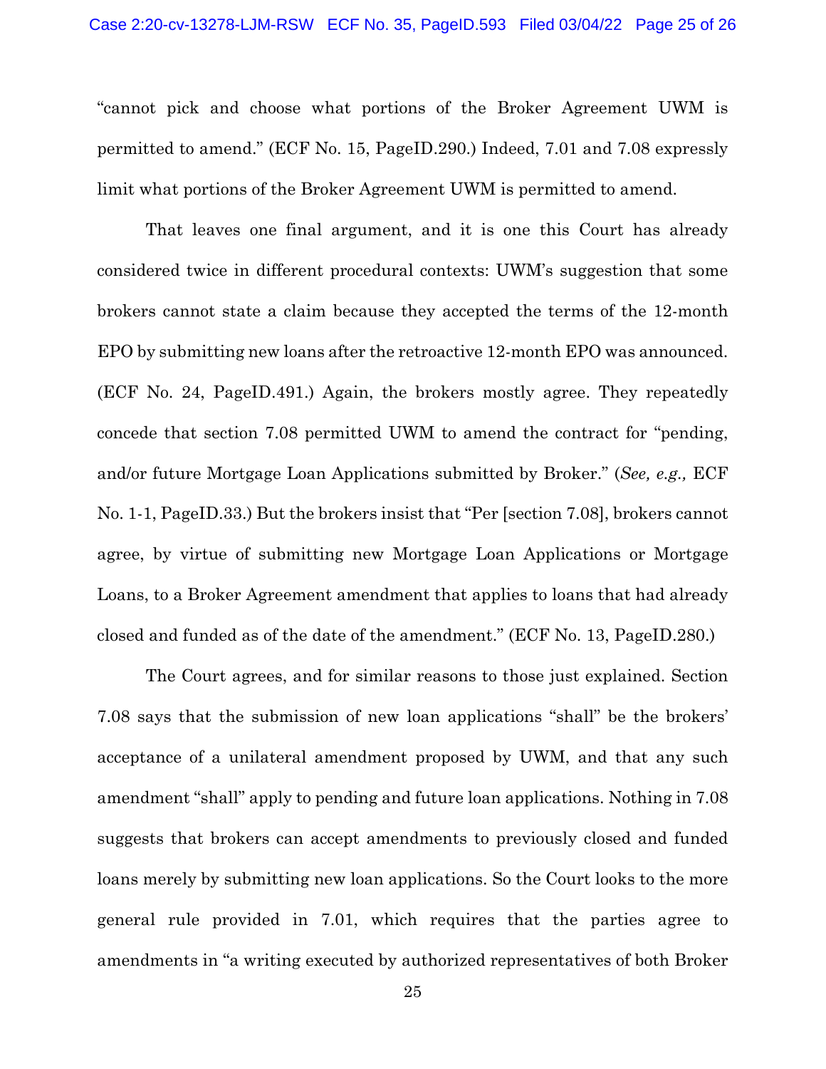"cannot pick and choose what portions of the Broker Agreement UWM is permitted to amend." (ECF No. 15, PageID.290.) Indeed, 7.01 and 7.08 expressly limit what portions of the Broker Agreement UWM is permitted to amend.

That leaves one final argument, and it is one this Court has already considered twice in different procedural contexts: UWM's suggestion that some brokers cannot state a claim because they accepted the terms of the 12-month EPO by submitting new loans after the retroactive 12-month EPO was announced. (ECF No. 24, PageID.491.) Again, the brokers mostly agree. They repeatedly concede that section 7.08 permitted UWM to amend the contract for "pending, and/or future Mortgage Loan Applications submitted by Broker." (*See, e.g.,* ECF No. 1-1, PageID.33.) But the brokers insist that "Per [section 7.08], brokers cannot agree, by virtue of submitting new Mortgage Loan Applications or Mortgage Loans, to a Broker Agreement amendment that applies to loans that had already closed and funded as of the date of the amendment." (ECF No. 13, PageID.280.)

The Court agrees, and for similar reasons to those just explained. Section 7.08 says that the submission of new loan applications "shall" be the brokers' acceptance of a unilateral amendment proposed by UWM, and that any such amendment "shall" apply to pending and future loan applications. Nothing in 7.08 suggests that brokers can accept amendments to previously closed and funded loans merely by submitting new loan applications. So the Court looks to the more general rule provided in 7.01, which requires that the parties agree to amendments in "a writing executed by authorized representatives of both Broker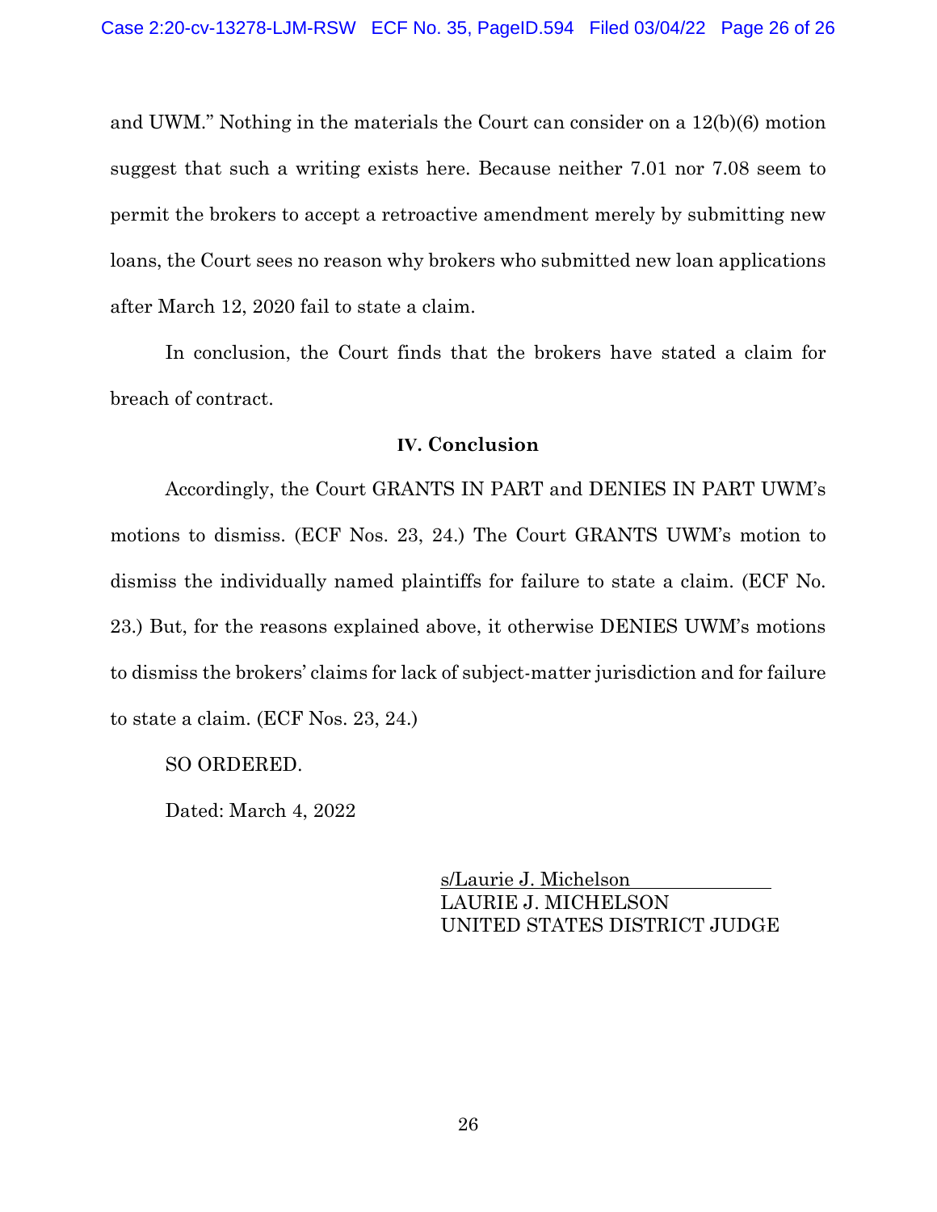and UWM." Nothing in the materials the Court can consider on a 12(b)(6) motion suggest that such a writing exists here. Because neither 7.01 nor 7.08 seem to permit the brokers to accept a retroactive amendment merely by submitting new loans, the Court sees no reason why brokers who submitted new loan applications after March 12, 2020 fail to state a claim.

In conclusion, the Court finds that the brokers have stated a claim for breach of contract.

## IV. Conclusion

Accordingly, the Court GRANTS IN PART and DENIES IN PART UWM's motions to dismiss. (ECF Nos. 23, 24.) The Court GRANTS UWM's motion to dismiss the individually named plaintiffs for failure to state a claim. (ECF No. 23.) But, for the reasons explained above, it otherwise DENIES UWM's motions to dismiss the brokers' claims for lack of subject-matter jurisdiction and for failure to state a claim. (ECF Nos. 23, 24.)

SO ORDERED.

Dated: March 4, 2022

s/Laurie J. Michelson
LAURIE J. MICHELSON
UNITED STATES DISTRICT JUDGE